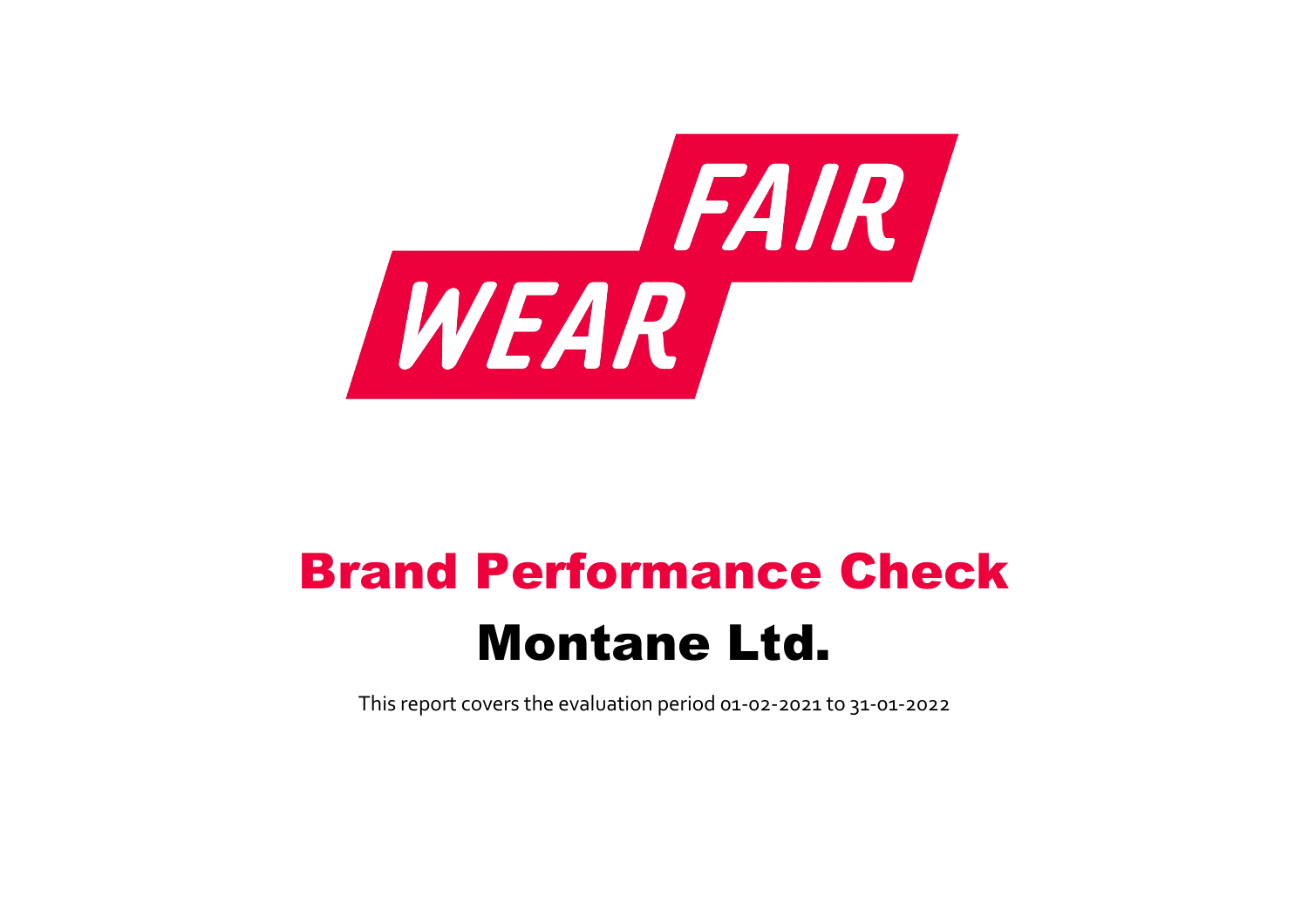FAIR WEAR

# Brand Performance Check

# Montane Ltd.

This report covers the evaluation period 01-02-2021 to 31-01-2022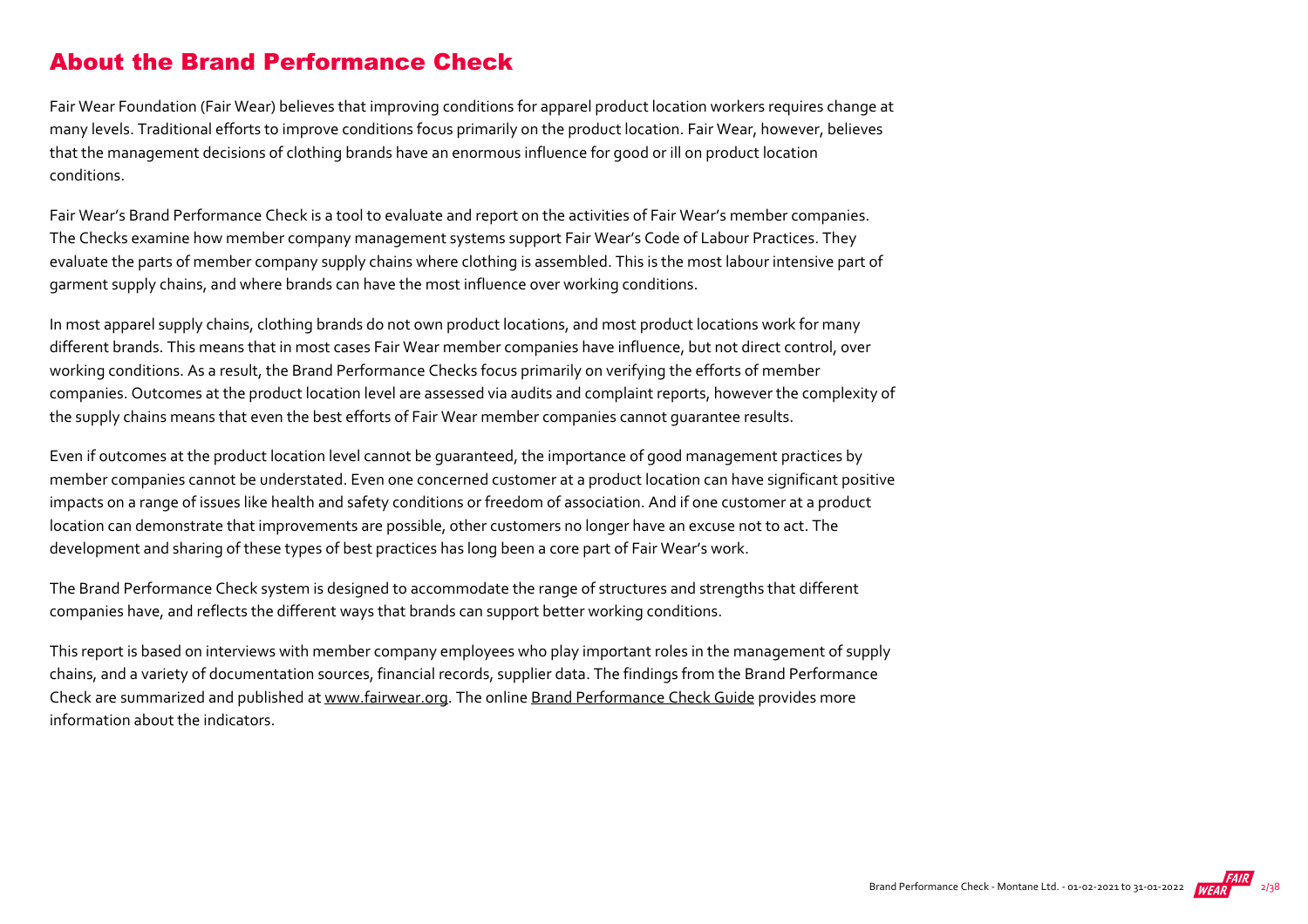## About the Brand Performance Check

Fair Wear Foundation (Fair Wear) believes that improving conditions for apparel product location workers requires change at many levels. Traditional efforts to improve conditions focus primarily on the product location. Fair Wear, however, believes that the management decisions of clothing brands have an enormous influence for good or ill on product location conditions.

Fair Wear's Brand Performance Check is a tool to evaluate and report on the activities of Fair Wear's member companies. The Checks examine how member company management systems support Fair Wear's Code of Labour Practices. They evaluate the parts of member company supply chains where clothing is assembled. This is the most labour intensive part of garment supply chains, and where brands can have the most influence over working conditions.

In most apparel supply chains, clothing brands do not own product locations, and most product locations work for many different brands. This means that in most cases Fair Wear member companies have influence, but not direct control, over working conditions. As a result, the Brand Performance Checks focus primarily on verifying the efforts of member companies. Outcomes at the product location level are assessed via audits and complaint reports, however the complexity of the supply chains means that even the best efforts of Fair Wear member companies cannot guarantee results.

Even if outcomes at the product location level cannot be guaranteed, the importance of good management practices by member companies cannot be understated. Even one concerned customer at a product location can have significant positive impacts on a range of issues like health and safety conditions or freedom of association. And if one customer at a product location can demonstrate that improvements are possible, other customers no longer have an excuse not to act. The development and sharing of these types of best practices has long been a core part of Fair Wear's work.

The Brand Performance Check system is designed to accommodate the range of structures and strengths that different companies have, and reflects the different ways that brands can support better working conditions.

This report is based on interviews with member company employees who play important roles in the management of supply chains, and a variety of documentation sources, financial records, supplier data. The findings from the Brand Performance Check are summarized and published at www.fairwear.org. The online Brand Performance Check Guide provides more information about the indicators.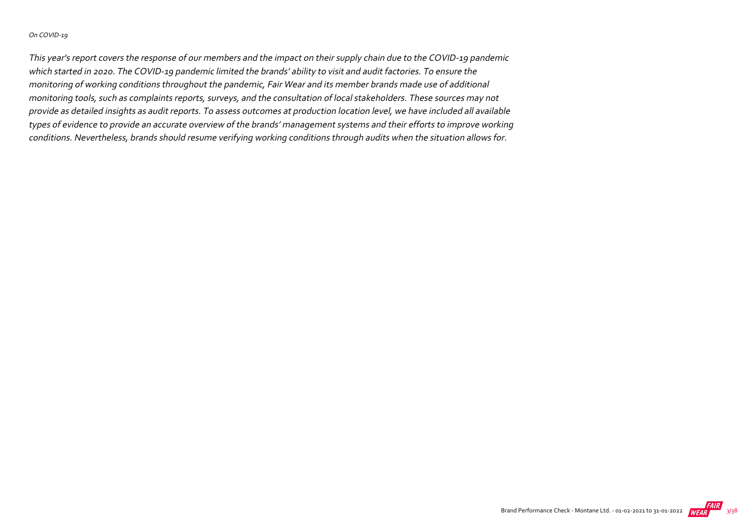*On COVID-19*

*This year's report covers the response of our members and the impact on their supply chain due to the COVID-19 pandemic which started in 2020. The COVID-19 pandemic limited the brands' ability to visit and audit factories. To ensure the monitoring of working conditions throughout the pandemic, Fair Wear and its member brands made use of additional monitoring tools, such as complaints reports, surveys, and the consultation of local stakeholders. These sources may not provide as detailed insights as audit reports. To assess outcomes at production location level, we have included all available types of evidence to provide an accurate overview of the brands' management systems and their efforts to improve working conditions. Nevertheless, brands should resume verifying working conditions through audits when the situation allows for.*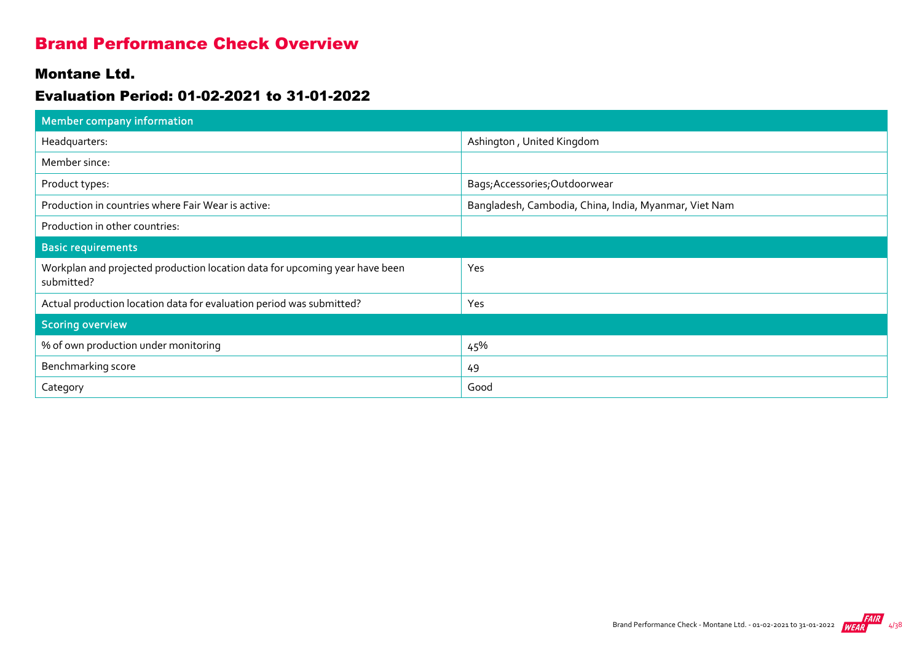# Brand Performance Check Overview

## Montane Ltd.

## Evaluation Period: 01-02-2021 to 31-01-2022

| Member company information | |
|---|---|
| Headquarters: | Ashington , United Kingdom |
| Member since: | |
| Product types: | Bags;Accessories;Outdoorwear |
| Production in countries where Fair Wear is active: | Bangladesh, Cambodia, China, India, Myanmar, Viet Nam |
| Production in other countries: | |
| **Basic requirements** | |
| Workplan and projected production location data for upcoming year have been submitted? | Yes |
| Actual production location data for evaluation period was submitted? | Yes |
| **Scoring overview** | |
| % of own production under monitoring | 45% |
| Benchmarking score | 49 |
| Category | Good |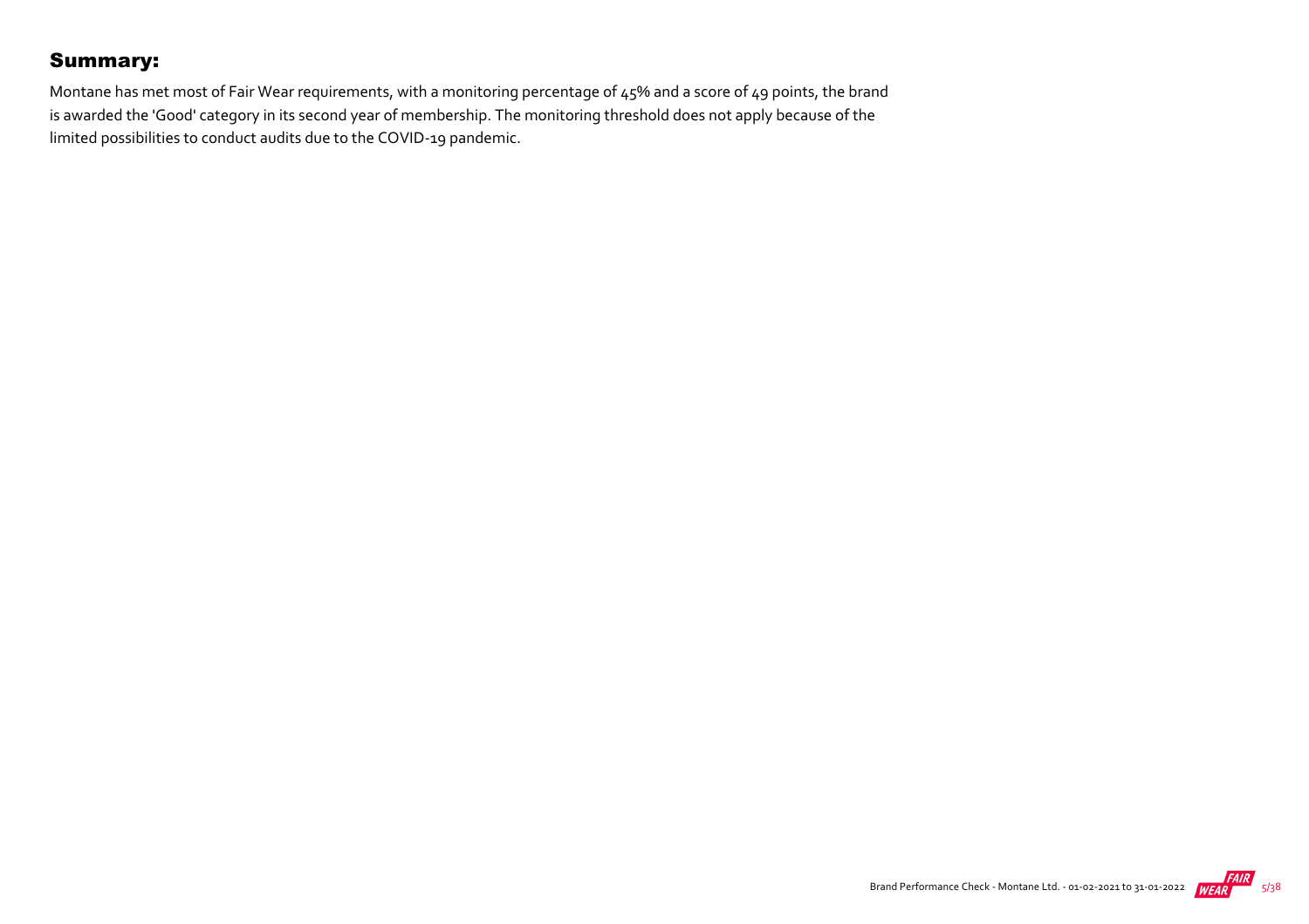## Summary:

Montane has met most of Fair Wear requirements, with a monitoring percentage of 45% and a score of 49 points, the brand is awarded the 'Good' category in its second year of membership. The monitoring threshold does not apply because of the limited possibilities to conduct audits due to the COVID-19 pandemic.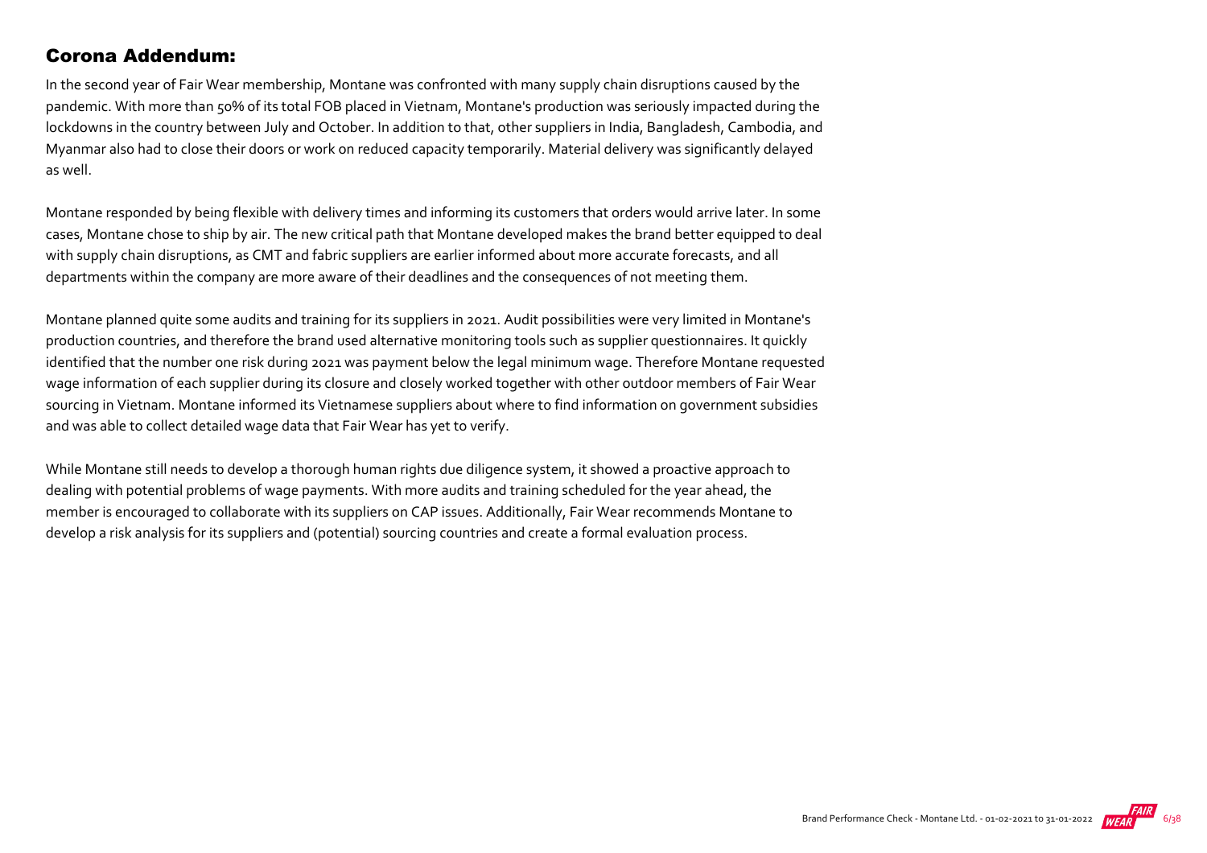## Corona Addendum:

In the second year of Fair Wear membership, Montane was confronted with many supply chain disruptions caused by the pandemic. With more than 50% of its total FOB placed in Vietnam, Montane's production was seriously impacted during the lockdowns in the country between July and October. In addition to that, other suppliers in India, Bangladesh, Cambodia, and Myanmar also had to close their doors or work on reduced capacity temporarily. Material delivery was significantly delayed as well.

Montane responded by being flexible with delivery times and informing its customers that orders would arrive later. In some cases, Montane chose to ship by air. The new critical path that Montane developed makes the brand better equipped to deal with supply chain disruptions, as CMT and fabric suppliers are earlier informed about more accurate forecasts, and all departments within the company are more aware of their deadlines and the consequences of not meeting them.

Montane planned quite some audits and training for its suppliers in 2021. Audit possibilities were very limited in Montane's production countries, and therefore the brand used alternative monitoring tools such as supplier questionnaires. It quickly identified that the number one risk during 2021 was payment below the legal minimum wage. Therefore Montane requested wage information of each supplier during its closure and closely worked together with other outdoor members of Fair Wear sourcing in Vietnam. Montane informed its Vietnamese suppliers about where to find information on government subsidies and was able to collect detailed wage data that Fair Wear has yet to verify.

While Montane still needs to develop a thorough human rights due diligence system, it showed a proactive approach to dealing with potential problems of wage payments. With more audits and training scheduled for the year ahead, the member is encouraged to collaborate with its suppliers on CAP issues. Additionally, Fair Wear recommends Montane to develop a risk analysis for its suppliers and (potential) sourcing countries and create a formal evaluation process.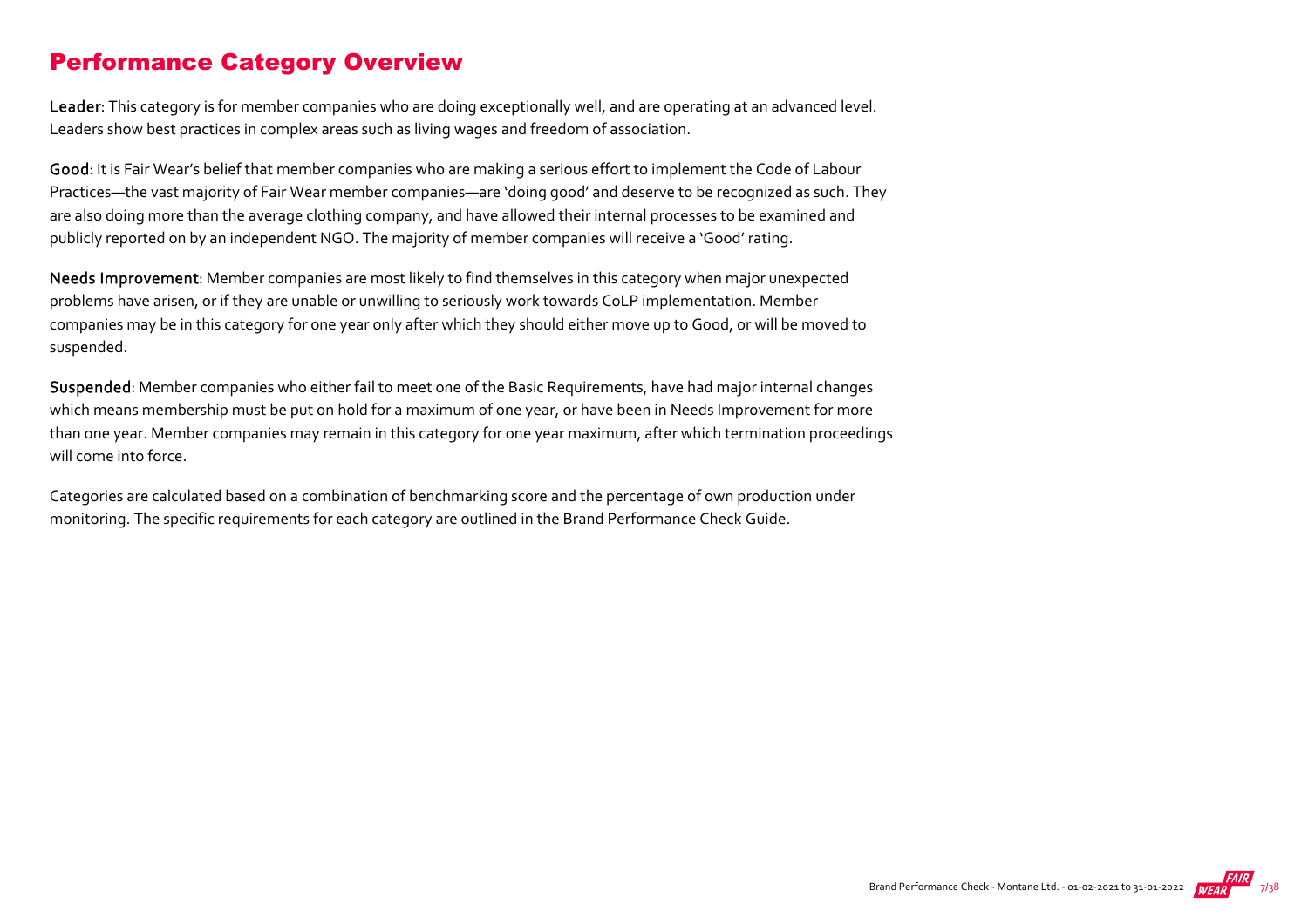## Performance Category Overview

**Leader**: This category is for member companies who are doing exceptionally well, and are operating at an advanced level. Leaders show best practices in complex areas such as living wages and freedom of association.

**Good**: It is Fair Wear's belief that member companies who are making a serious effort to implement the Code of Labour Practices—the vast majority of Fair Wear member companies—are 'doing good' and deserve to be recognized as such. They are also doing more than the average clothing company, and have allowed their internal processes to be examined and publicly reported on by an independent NGO. The majority of member companies will receive a 'Good' rating.

**Needs Improvement**: Member companies are most likely to find themselves in this category when major unexpected problems have arisen, or if they are unable or unwilling to seriously work towards CoLP implementation. Member companies may be in this category for one year only after which they should either move up to Good, or will be moved to suspended.

**Suspended**: Member companies who either fail to meet one of the Basic Requirements, have had major internal changes which means membership must be put on hold for a maximum of one year, or have been in Needs Improvement for more than one year. Member companies may remain in this category for one year maximum, after which termination proceedings will come into force.

Categories are calculated based on a combination of benchmarking score and the percentage of own production under monitoring. The specific requirements for each category are outlined in the Brand Performance Check Guide.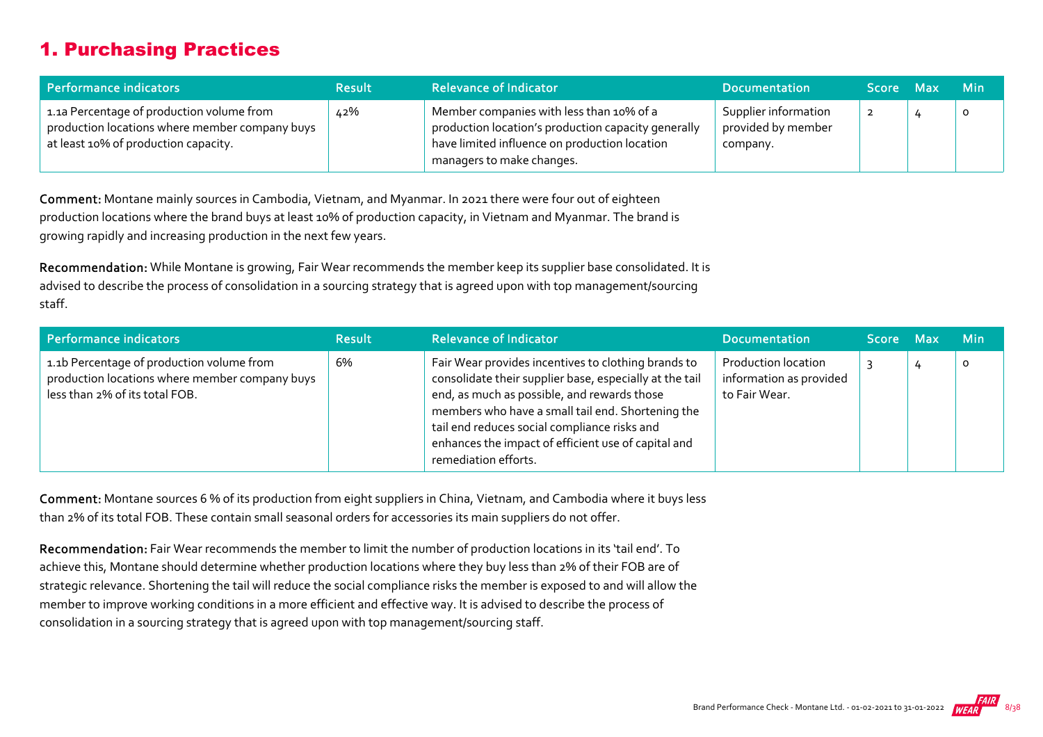## 1. Purchasing Practices

| Performance indicators | Result | Relevance of Indicator | Documentation | Score | Max | Min |
|---|---|---|---|---|---|---|
| 1.1a Percentage of production volume from production locations where member company buys at least 10% of production capacity. | 42% | Member companies with less than 10% of a production location's production capacity generally have limited influence on production location managers to make changes. | Supplier information provided by member company. | 2 | 4 | 0 |

**Comment:** Montane mainly sources in Cambodia, Vietnam, and Myanmar. In 2021 there were four out of eighteen production locations where the brand buys at least 10% of production capacity, in Vietnam and Myanmar. The brand is growing rapidly and increasing production in the next few years.

**Recommendation:** While Montane is growing, Fair Wear recommends the member keep its supplier base consolidated. It is advised to describe the process of consolidation in a sourcing strategy that is agreed upon with top management/sourcing staff.

| Performance indicators | Result | Relevance of Indicator | Documentation | Score | Max | Min |
|---|---|---|---|---|---|---|
| 1.1b Percentage of production volume from production locations where member company buys less than 2% of its total FOB. | 6% | Fair Wear provides incentives to clothing brands to consolidate their supplier base, especially at the tail end, as much as possible, and rewards those members who have a small tail end. Shortening the tail end reduces social compliance risks and enhances the impact of efficient use of capital and remediation efforts. | Production location information as provided to Fair Wear. | 3 | 4 | 0 |

**Comment:** Montane sources 6 % of its production from eight suppliers in China, Vietnam, and Cambodia where it buys less than 2% of its total FOB. These contain small seasonal orders for accessories its main suppliers do not offer.

**Recommendation:** Fair Wear recommends the member to limit the number of production locations in its 'tail end'. To achieve this, Montane should determine whether production locations where they buy less than 2% of their FOB are of strategic relevance. Shortening the tail will reduce the social compliance risks the member is exposed to and will allow the member to improve working conditions in a more efficient and effective way. It is advised to describe the process of consolidation in a sourcing strategy that is agreed upon with top management/sourcing staff.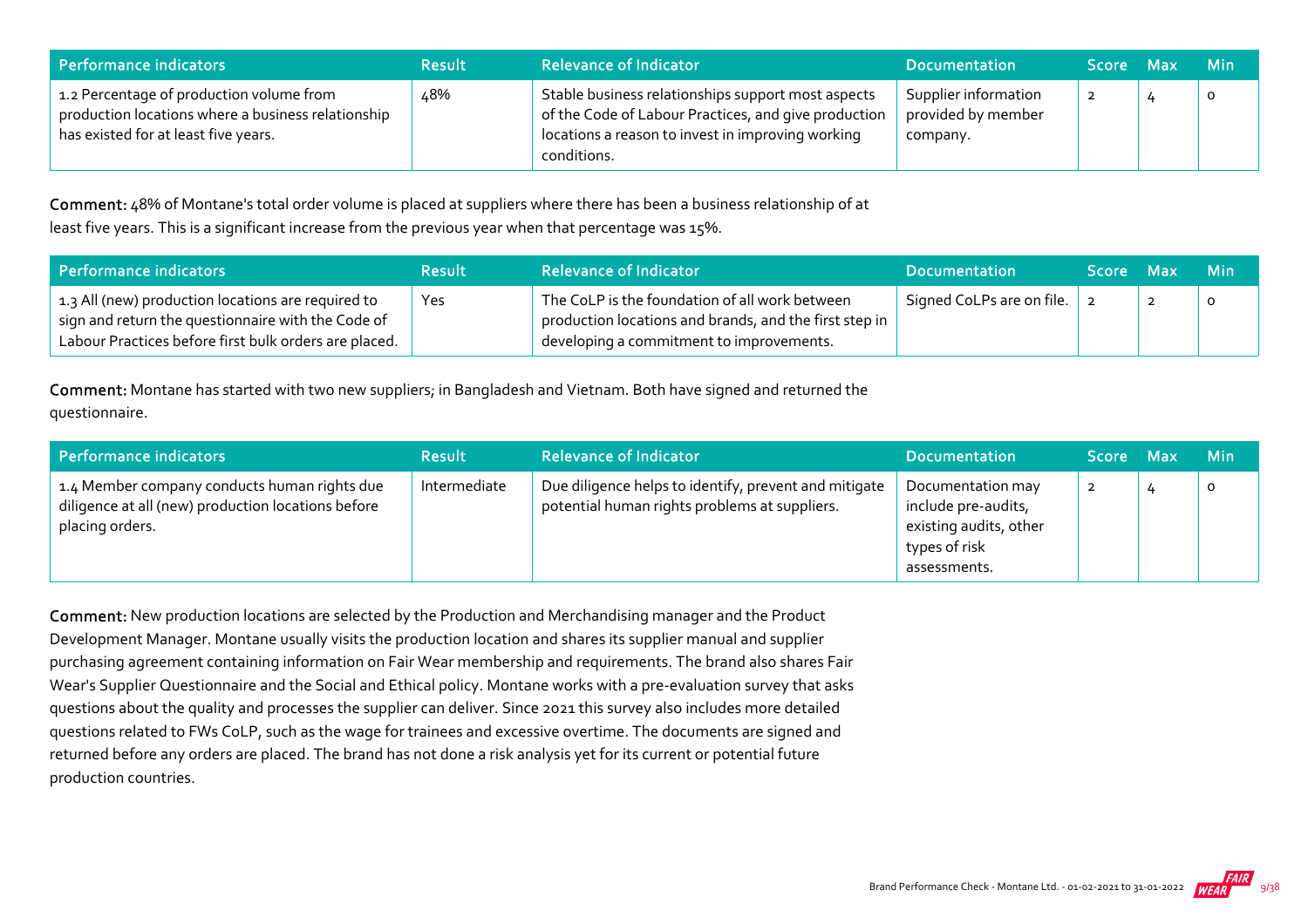| Performance indicators | Result | Relevance of Indicator | Documentation | Score | Max | Min |
|---|---|---|---|---|---|---|
| 1.2 Percentage of production volume from production locations where a business relationship has existed for at least five years. | 48% | Stable business relationships support most aspects of the Code of Labour Practices, and give production locations a reason to invest in improving working conditions. | Supplier information provided by member company. | 2 | 4 | 0 |

**Comment:** 48% of Montane's total order volume is placed at suppliers where there has been a business relationship of at least five years. This is a significant increase from the previous year when that percentage was 15%.

| Performance indicators | Result | Relevance of Indicator | Documentation | Score | Max | Min |
|---|---|---|---|---|---|---|
| 1.3 All (new) production locations are required to sign and return the questionnaire with the Code of Labour Practices before first bulk orders are placed. | Yes | The CoLP is the foundation of all work between production locations and brands, and the first step in developing a commitment to improvements. | Signed CoLPs are on file. | 2 | 2 | 0 |

**Comment:** Montane has started with two new suppliers; in Bangladesh and Vietnam. Both have signed and returned the questionnaire.

| Performance indicators | Result | Relevance of Indicator | Documentation | Score | Max | Min |
|---|---|---|---|---|---|---|
| 1.4 Member company conducts human rights due diligence at all (new) production locations before placing orders. | Intermediate | Due diligence helps to identify, prevent and mitigate potential human rights problems at suppliers. | Documentation may include pre-audits, existing audits, other types of risk assessments. | 2 | 4 | 0 |

**Comment:** New production locations are selected by the Production and Merchandising manager and the Product Development Manager. Montane usually visits the production location and shares its supplier manual and supplier purchasing agreement containing information on Fair Wear membership and requirements. The brand also shares Fair Wear's Supplier Questionnaire and the Social and Ethical policy. Montane works with a pre-evaluation survey that asks questions about the quality and processes the supplier can deliver. Since 2021 this survey also includes more detailed questions related to FWs CoLP, such as the wage for trainees and excessive overtime. The documents are signed and returned before any orders are placed. The brand has not done a risk analysis yet for its current or potential future production countries.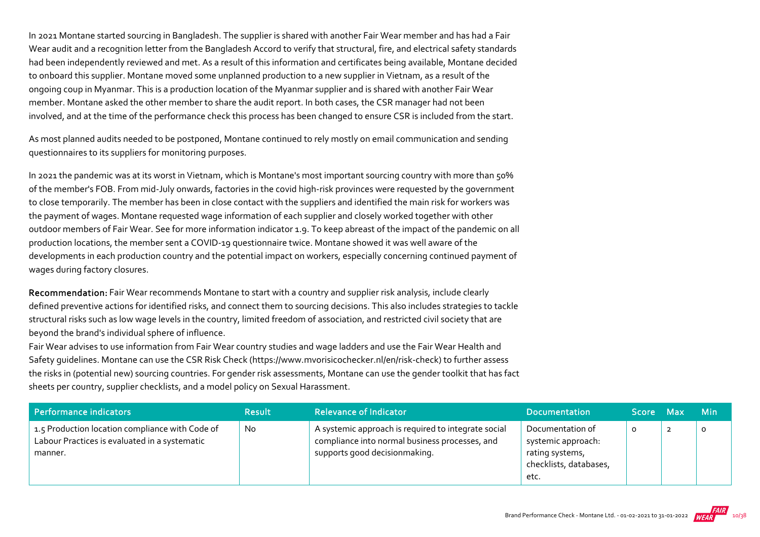In 2021 Montane started sourcing in Bangladesh. The supplier is shared with another Fair Wear member and has had a Fair Wear audit and a recognition letter from the Bangladesh Accord to verify that structural, fire, and electrical safety standards had been independently reviewed and met. As a result of this information and certificates being available, Montane decided to onboard this supplier. Montane moved some unplanned production to a new supplier in Vietnam, as a result of the ongoing coup in Myanmar. This is a production location of the Myanmar supplier and is shared with another Fair Wear member. Montane asked the other member to share the audit report. In both cases, the CSR manager had not been involved, and at the time of the performance check this process has been changed to ensure CSR is included from the start.

As most planned audits needed to be postponed, Montane continued to rely mostly on email communication and sending questionnaires to its suppliers for monitoring purposes.

In 2021 the pandemic was at its worst in Vietnam, which is Montane's most important sourcing country with more than 50% of the member's FOB. From mid-July onwards, factories in the covid high-risk provinces were requested by the government to close temporarily. The member has been in close contact with the suppliers and identified the main risk for workers was the payment of wages. Montane requested wage information of each supplier and closely worked together with other outdoor members of Fair Wear. See for more information indicator 1.9. To keep abreast of the impact of the pandemic on all production locations, the member sent a COVID-19 questionnaire twice. Montane showed it was well aware of the developments in each production country and the potential impact on workers, especially concerning continued payment of wages during factory closures.

**Recommendation:** Fair Wear recommends Montane to start with a country and supplier risk analysis, include clearly defined preventive actions for identified risks, and connect them to sourcing decisions. This also includes strategies to tackle structural risks such as low wage levels in the country, limited freedom of association, and restricted civil society that are beyond the brand's individual sphere of influence.
Fair Wear advises to use information from Fair Wear country studies and wage ladders and use the Fair Wear Health and Safety guidelines. Montane can use the CSR Risk Check (https://www.mvorisicochecker.nl/en/risk-check) to further assess the risks in (potential new) sourcing countries. For gender risk assessments, Montane can use the gender toolkit that has fact sheets per country, supplier checklists, and a model policy on Sexual Harassment.

| Performance indicators | Result | Relevance of Indicator | Documentation | Score | Max | Min |
|---|---|---|---|---|---|---|
| 1.5 Production location compliance with Code of Labour Practices is evaluated in a systematic manner. | No | A systemic approach is required to integrate social compliance into normal business processes, and supports good decisionmaking. | Documentation of systemic approach: rating systems, checklists, databases, etc. | 0 | 2 | 0 |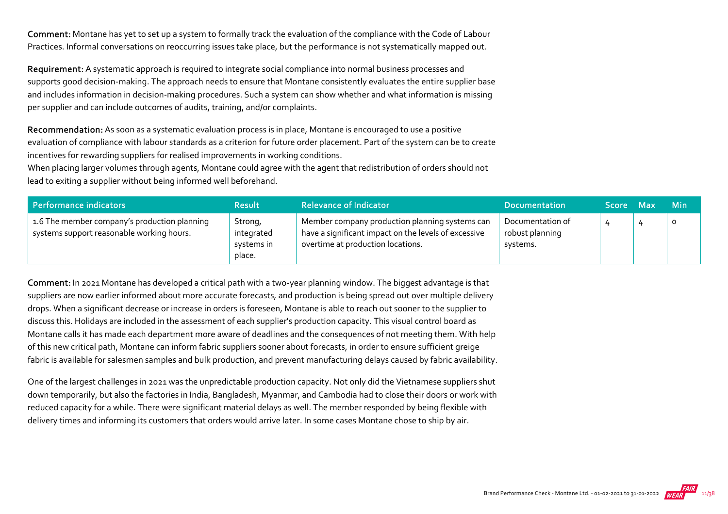**Comment:** Montane has yet to set up a system to formally track the evaluation of the compliance with the Code of Labour Practices. Informal conversations on reoccurring issues take place, but the performance is not systematically mapped out.

**Requirement:** A systematic approach is required to integrate social compliance into normal business processes and supports good decision-making. The approach needs to ensure that Montane consistently evaluates the entire supplier base and includes information in decision-making procedures. Such a system can show whether and what information is missing per supplier and can include outcomes of audits, training, and/or complaints.

**Recommendation:** As soon as a systematic evaluation process is in place, Montane is encouraged to use a positive evaluation of compliance with labour standards as a criterion for future order placement. Part of the system can be to create incentives for rewarding suppliers for realised improvements in working conditions.
When placing larger volumes through agents, Montane could agree with the agent that redistribution of orders should not lead to exiting a supplier without being informed well beforehand.

| Performance indicators | Result | Relevance of Indicator | Documentation | Score | Max | Min |
|---|---|---|---|---|---|---|
| 1.6 The member company's production planning systems support reasonable working hours. | Strong, integrated systems in place. | Member company production planning systems can have a significant impact on the levels of excessive overtime at production locations. | Documentation of robust planning systems. | 4 | 4 | 0 |

**Comment:** In 2021 Montane has developed a critical path with a two-year planning window. The biggest advantage is that suppliers are now earlier informed about more accurate forecasts, and production is being spread out over multiple delivery drops. When a significant decrease or increase in orders is foreseen, Montane is able to reach out sooner to the supplier to discuss this. Holidays are included in the assessment of each supplier's production capacity. This visual control board as Montane calls it has made each department more aware of deadlines and the consequences of not meeting them. With help of this new critical path, Montane can inform fabric suppliers sooner about forecasts, in order to ensure sufficient greige fabric is available for salesmen samples and bulk production, and prevent manufacturing delays caused by fabric availability.

One of the largest challenges in 2021 was the unpredictable production capacity. Not only did the Vietnamese suppliers shut down temporarily, but also the factories in India, Bangladesh, Myanmar, and Cambodia had to close their doors or work with reduced capacity for a while. There were significant material delays as well. The member responded by being flexible with delivery times and informing its customers that orders would arrive later. In some cases Montane chose to ship by air.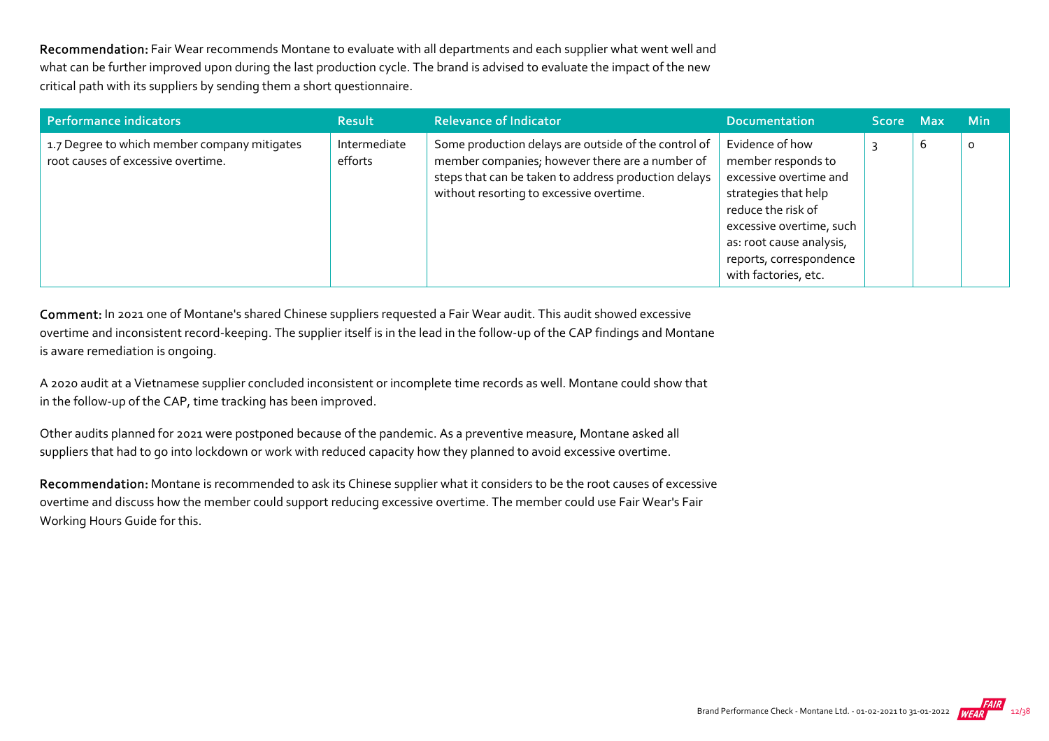**Recommendation:** Fair Wear recommends Montane to evaluate with all departments and each supplier what went well and what can be further improved upon during the last production cycle. The brand is advised to evaluate the impact of the new critical path with its suppliers by sending them a short questionnaire.

| Performance indicators | Result | Relevance of Indicator | Documentation | Score | Max | Min |
| --- | --- | --- | --- | --- | --- | --- |
| 1.7 Degree to which member company mitigates root causes of excessive overtime. | Intermediate efforts | Some production delays are outside of the control of member companies; however there are a number of steps that can be taken to address production delays without resorting to excessive overtime. | Evidence of how member responds to excessive overtime and strategies that help reduce the risk of excessive overtime, such as: root cause analysis, reports, correspondence with factories, etc. | 3 | 6 | 0 |

**Comment:** In 2021 one of Montane's shared Chinese suppliers requested a Fair Wear audit. This audit showed excessive overtime and inconsistent record-keeping. The supplier itself is in the lead in the follow-up of the CAP findings and Montane is aware remediation is ongoing.

A 2020 audit at a Vietnamese supplier concluded inconsistent or incomplete time records as well. Montane could show that in the follow-up of the CAP, time tracking has been improved.

Other audits planned for 2021 were postponed because of the pandemic. As a preventive measure, Montane asked all suppliers that had to go into lockdown or work with reduced capacity how they planned to avoid excessive overtime.

**Recommendation:** Montane is recommended to ask its Chinese supplier what it considers to be the root causes of excessive overtime and discuss how the member could support reducing excessive overtime. The member could use Fair Wear's Fair Working Hours Guide for this.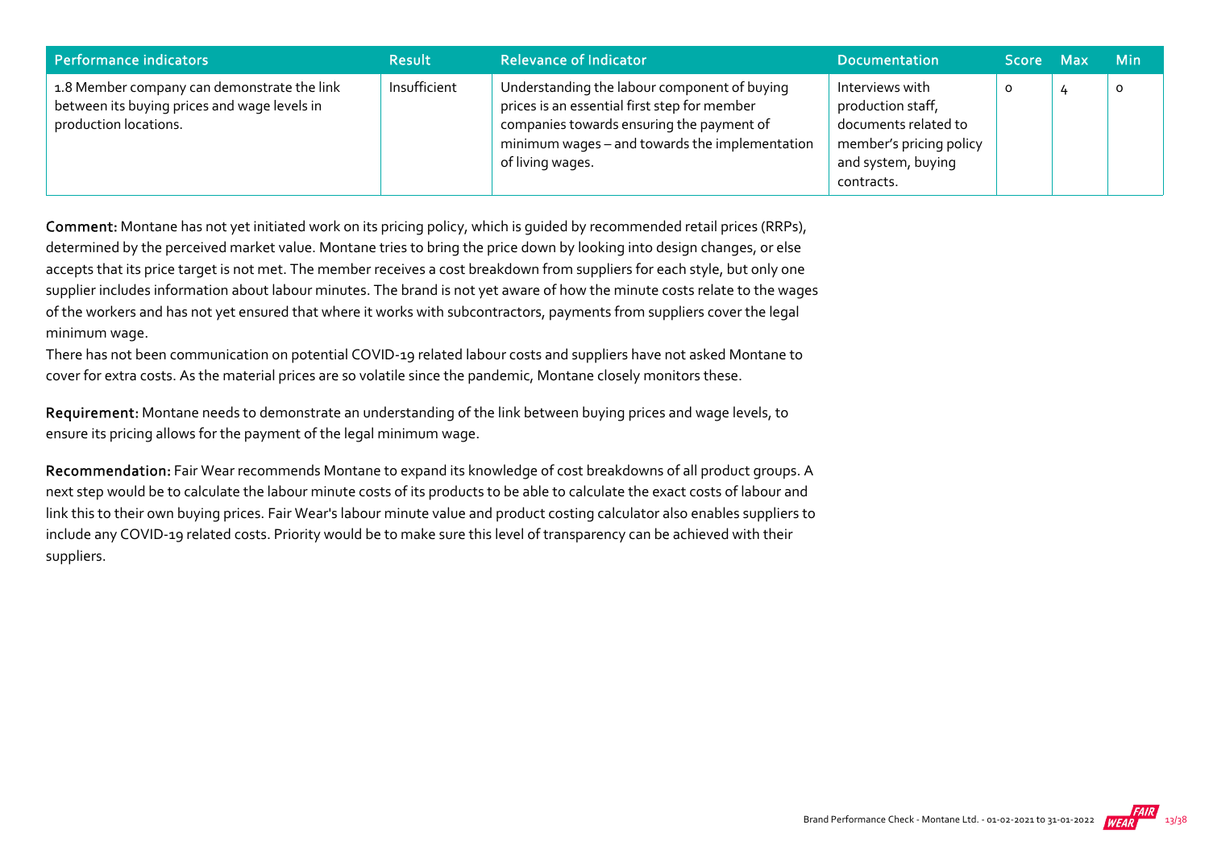| Performance indicators | Result | Relevance of Indicator | Documentation | Score | Max | Min |
|---|---|---|---|---|---|---|
| 1.8 Member company can demonstrate the link between its buying prices and wage levels in production locations. | Insufficient | Understanding the labour component of buying prices is an essential first step for member companies towards ensuring the payment of minimum wages – and towards the implementation of living wages. | Interviews with production staff, documents related to member's pricing policy and system, buying contracts. | 0 | 4 | 0 |

**Comment:** Montane has not yet initiated work on its pricing policy, which is guided by recommended retail prices (RRPs), determined by the perceived market value. Montane tries to bring the price down by looking into design changes, or else accepts that its price target is not met. The member receives a cost breakdown from suppliers for each style, but only one supplier includes information about labour minutes. The brand is not yet aware of how the minute costs relate to the wages of the workers and has not yet ensured that where it works with subcontractors, payments from suppliers cover the legal minimum wage.

There has not been communication on potential COVID-19 related labour costs and suppliers have not asked Montane to cover for extra costs. As the material prices are so volatile since the pandemic, Montane closely monitors these.

**Requirement:** Montane needs to demonstrate an understanding of the link between buying prices and wage levels, to ensure its pricing allows for the payment of the legal minimum wage.

**Recommendation:** Fair Wear recommends Montane to expand its knowledge of cost breakdowns of all product groups. A next step would be to calculate the labour minute costs of its products to be able to calculate the exact costs of labour and link this to their own buying prices. Fair Wear's labour minute value and product costing calculator also enables suppliers to include any COVID-19 related costs. Priority would be to make sure this level of transparency can be achieved with their suppliers.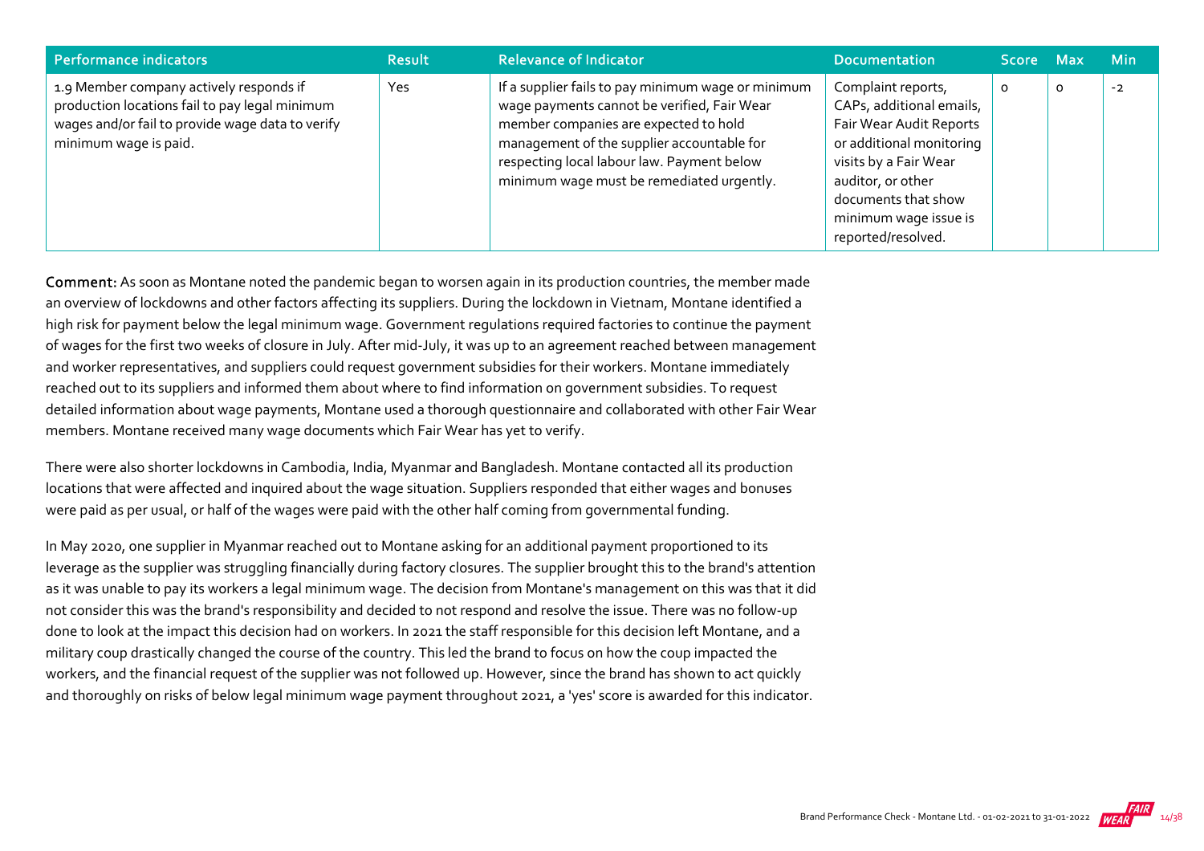| Performance indicators | Result | Relevance of Indicator | Documentation | Score | Max | Min |
|---|---|---|---|---|---|---|
| 1.9 Member company actively responds if production locations fail to pay legal minimum wages and/or fail to provide wage data to verify minimum wage is paid. | Yes | If a supplier fails to pay minimum wage or minimum wage payments cannot be verified, Fair Wear member companies are expected to hold management of the supplier accountable for respecting local labour law. Payment below minimum wage must be remediated urgently. | Complaint reports, CAPs, additional emails, Fair Wear Audit Reports or additional monitoring visits by a Fair Wear auditor, or other documents that show minimum wage issue is reported/resolved. | 0 | 0 | -2 |

**Comment:** As soon as Montane noted the pandemic began to worsen again in its production countries, the member made an overview of lockdowns and other factors affecting its suppliers. During the lockdown in Vietnam, Montane identified a high risk for payment below the legal minimum wage. Government regulations required factories to continue the payment of wages for the first two weeks of closure in July. After mid-July, it was up to an agreement reached between management and worker representatives, and suppliers could request government subsidies for their workers. Montane immediately reached out to its suppliers and informed them about where to find information on government subsidies. To request detailed information about wage payments, Montane used a thorough questionnaire and collaborated with other Fair Wear members. Montane received many wage documents which Fair Wear has yet to verify.

There were also shorter lockdowns in Cambodia, India, Myanmar and Bangladesh. Montane contacted all its production locations that were affected and inquired about the wage situation. Suppliers responded that either wages and bonuses were paid as per usual, or half of the wages were paid with the other half coming from governmental funding.

In May 2020, one supplier in Myanmar reached out to Montane asking for an additional payment proportioned to its leverage as the supplier was struggling financially during factory closures. The supplier brought this to the brand's attention as it was unable to pay its workers a legal minimum wage. The decision from Montane's management on this was that it did not consider this was the brand's responsibility and decided to not respond and resolve the issue. There was no follow-up done to look at the impact this decision had on workers. In 2021 the staff responsible for this decision left Montane, and a military coup drastically changed the course of the country. This led the brand to focus on how the coup impacted the workers, and the financial request of the supplier was not followed up. However, since the brand has shown to act quickly and thoroughly on risks of below legal minimum wage payment throughout 2021, a 'yes' score is awarded for this indicator.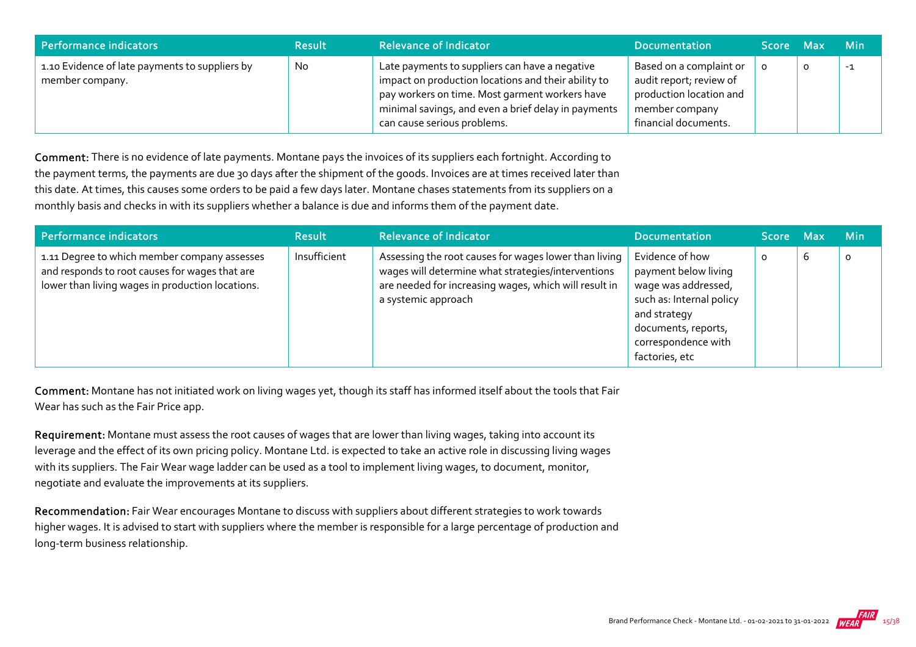| Performance indicators | Result | Relevance of Indicator | Documentation | Score | Max | Min |
|---|---|---|---|---|---|---|
| 1.10 Evidence of late payments to suppliers by member company. | No | Late payments to suppliers can have a negative impact on production locations and their ability to pay workers on time. Most garment workers have minimal savings, and even a brief delay in payments can cause serious problems. | Based on a complaint or audit report; review of production location and member company financial documents. | 0 | 0 | -1 |

**Comment:** There is no evidence of late payments. Montane pays the invoices of its suppliers each fortnight. According to the payment terms, the payments are due 30 days after the shipment of the goods. Invoices are at times received later than this date. At times, this causes some orders to be paid a few days later. Montane chases statements from its suppliers on a monthly basis and checks in with its suppliers whether a balance is due and informs them of the payment date.

| Performance indicators | Result | Relevance of Indicator | Documentation | Score | Max | Min |
|---|---|---|---|---|---|---|
| 1.11 Degree to which member company assesses and responds to root causes for wages that are lower than living wages in production locations. | Insufficient | Assessing the root causes for wages lower than living wages will determine what strategies/interventions are needed for increasing wages, which will result in a systemic approach | Evidence of how payment below living wage was addressed, such as: Internal policy and strategy documents, reports, correspondence with factories, etc | 0 | 6 | 0 |

**Comment:** Montane has not initiated work on living wages yet, though its staff has informed itself about the tools that Fair Wear has such as the Fair Price app.

**Requirement:** Montane must assess the root causes of wages that are lower than living wages, taking into account its leverage and the effect of its own pricing policy. Montane Ltd. is expected to take an active role in discussing living wages with its suppliers. The Fair Wear wage ladder can be used as a tool to implement living wages, to document, monitor, negotiate and evaluate the improvements at its suppliers.

**Recommendation:** Fair Wear encourages Montane to discuss with suppliers about different strategies to work towards higher wages. It is advised to start with suppliers where the member is responsible for a large percentage of production and long-term business relationship.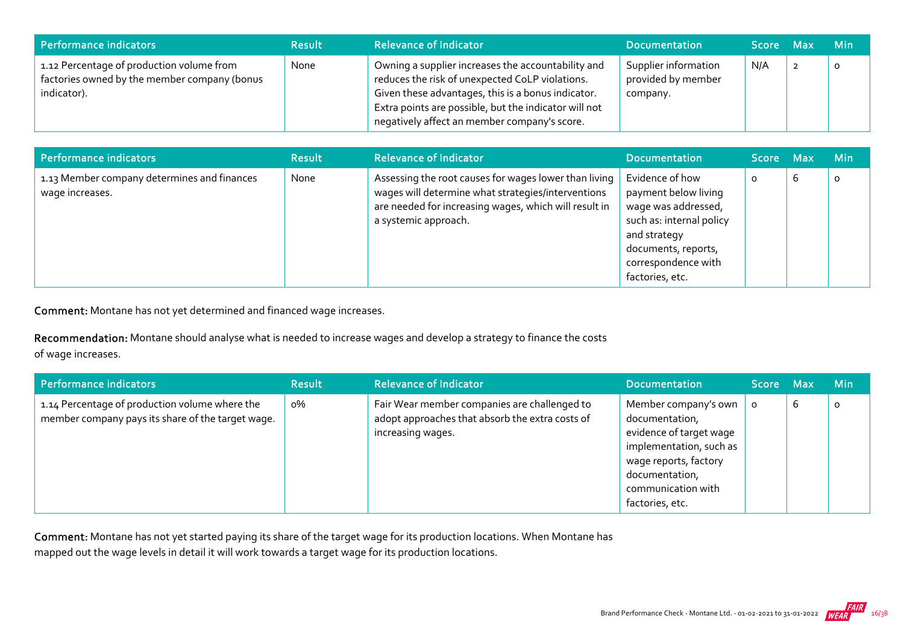| Performance indicators | Result | Relevance of Indicator | Documentation | Score | Max | Min |
|---|---|---|---|---|---|---|
| 1.12 Percentage of production volume from factories owned by the member company (bonus indicator). | None | Owning a supplier increases the accountability and reduces the risk of unexpected CoLP violations. Given these advantages, this is a bonus indicator. Extra points are possible, but the indicator will not negatively affect a member company's score. | Supplier information provided by member company. | N/A | 2 | 0 |

| Performance indicators | Result | Relevance of Indicator | Documentation | Score | Max | Min |
|---|---|---|---|---|---|---|
| 1.13 Member company determines and finances wage increases. | None | Assessing the root causes for wages lower than living wages will determine what strategies/interventions are needed for increasing wages, which will result in a systemic approach. | Evidence of how payment below living wage was addressed, such as: internal policy and strategy documents, reports, correspondence with factories, etc. | 0 | 6 | 0 |

**Comment:** Montane has not yet determined and financed wage increases.

**Recommendation:** Montane should analyse what is needed to increase wages and develop a strategy to finance the costs of wage increases.

| Performance indicators | Result | Relevance of Indicator | Documentation | Score | Max | Min |
|---|---|---|---|---|---|---|
| 1.14 Percentage of production volume where the member company pays its share of the target wage. | 0% | Fair Wear member companies are challenged to adopt approaches that absorb the extra costs of increasing wages. | Member company's own documentation, evidence of target wage implementation, such as wage reports, factory documentation, communication with factories, etc. | 0 | 6 | 0 |

**Comment:** Montane has not yet started paying its share of the target wage for its production locations. When Montane has mapped out the wage levels in detail it will work towards a target wage for its production locations.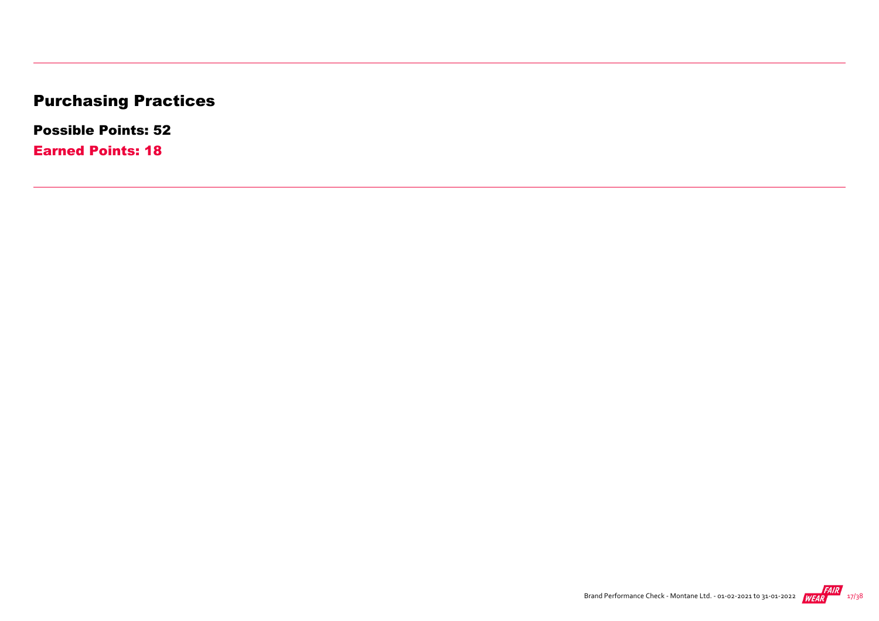# Purchasing Practices

**Possible Points: 52**

**Earned Points: 18**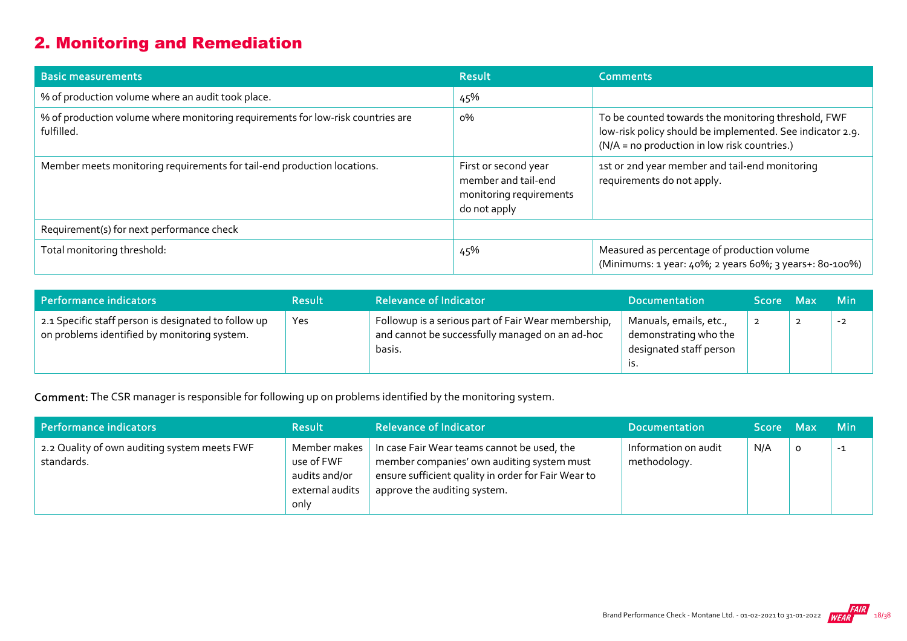## 2. Monitoring and Remediation

| Basic measurements | Result | Comments |
| --- | --- | --- |
| % of production volume where an audit took place. | 45% | |
| % of production volume where monitoring requirements for low-risk countries are fulfilled. | 0% | To be counted towards the monitoring threshold, FWF low-risk policy should be implemented. See indicator 2.9. (N/A = no production in low risk countries.) |
| Member meets monitoring requirements for tail-end production locations. | First or second year member and tail-end monitoring requirements do not apply | 1st or 2nd year member and tail-end monitoring requirements do not apply. |
| Requirement(s) for next performance check | | |
| Total monitoring threshold: | 45% | Measured as percentage of production volume (Minimums: 1 year: 40%; 2 years 60%; 3 years+: 80-100%) |

| Performance indicators | Result | Relevance of Indicator | Documentation | Score | Max | Min |
| --- | --- | --- | --- | --- | --- | --- |
| 2.1 Specific staff person is designated to follow up on problems identified by monitoring system. | Yes | Followup is a serious part of Fair Wear membership, and cannot be successfully managed on an ad-hoc basis. | Manuals, emails, etc., demonstrating who the designated staff person is. | 2 | 2 | -2 |

**Comment:** The CSR manager is responsible for following up on problems identified by the monitoring system.

| Performance indicators | Result | Relevance of Indicator | Documentation | Score | Max | Min |
| --- | --- | --- | --- | --- | --- | --- |
| 2.2 Quality of own auditing system meets FWF standards. | Member makes use of FWF audits and/or external audits only | In case Fair Wear teams cannot be used, the member companies' own auditing system must ensure sufficient quality in order for Fair Wear to approve the auditing system. | Information on audit methodology. | N/A | 0 | -1 |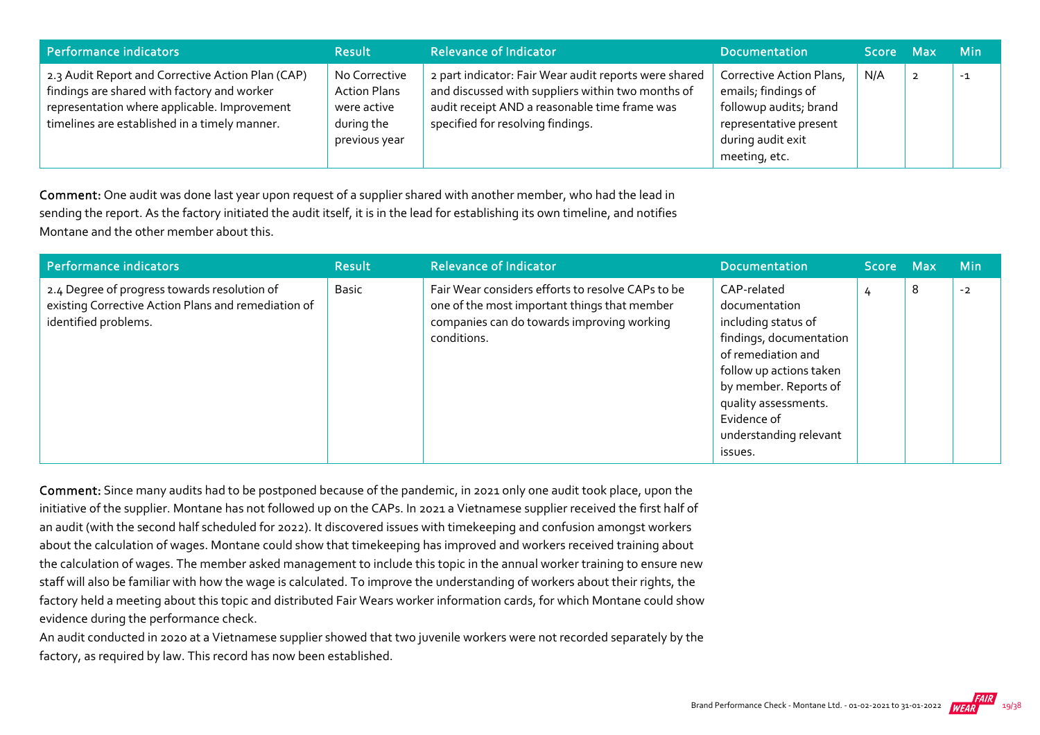| Performance indicators | Result | Relevance of Indicator | Documentation | Score | Max | Min |
|---|---|---|---|---|---|---|
| 2.3 Audit Report and Corrective Action Plan (CAP) findings are shared with factory and worker representation where applicable. Improvement timelines are established in a timely manner. | No Corrective Action Plans were active during the previous year | 2 part indicator: Fair Wear audit reports were shared and discussed with suppliers within two months of audit receipt AND a reasonable time frame was specified for resolving findings. | Corrective Action Plans, emails; findings of followup audits; brand representative present during audit exit meeting, etc. | N/A | 2 | -1 |

**Comment:** One audit was done last year upon request of a supplier shared with another member, who had the lead in sending the report. As the factory initiated the audit itself, it is in the lead for establishing its own timeline, and notifies Montane and the other member about this.

| Performance indicators | Result | Relevance of Indicator | Documentation | Score | Max | Min |
|---|---|---|---|---|---|---|
| 2.4 Degree of progress towards resolution of existing Corrective Action Plans and remediation of identified problems. | Basic | Fair Wear considers efforts to resolve CAPs to be one of the most important things that member companies can do towards improving working conditions. | CAP-related documentation including status of findings, documentation of remediation and follow up actions taken by member. Reports of quality assessments. Evidence of understanding relevant issues. | 4 | 8 | -2 |

**Comment:** Since many audits had to be postponed because of the pandemic, in 2021 only one audit took place, upon the initiative of the supplier. Montane has not followed up on the CAPs. In 2021 a Vietnamese supplier received the first half of an audit (with the second half scheduled for 2022). It discovered issues with timekeeping and confusion amongst workers about the calculation of wages. Montane could show that timekeeping has improved and workers received training about the calculation of wages. The member asked management to include this topic in the annual worker training to ensure new staff will also be familiar with how the wage is calculated. To improve the understanding of workers about their rights, the factory held a meeting about this topic and distributed Fair Wears worker information cards, for which Montane could show evidence during the performance check.

An audit conducted in 2020 at a Vietnamese supplier showed that two juvenile workers were not recorded separately by the factory, as required by law. This record has now been established.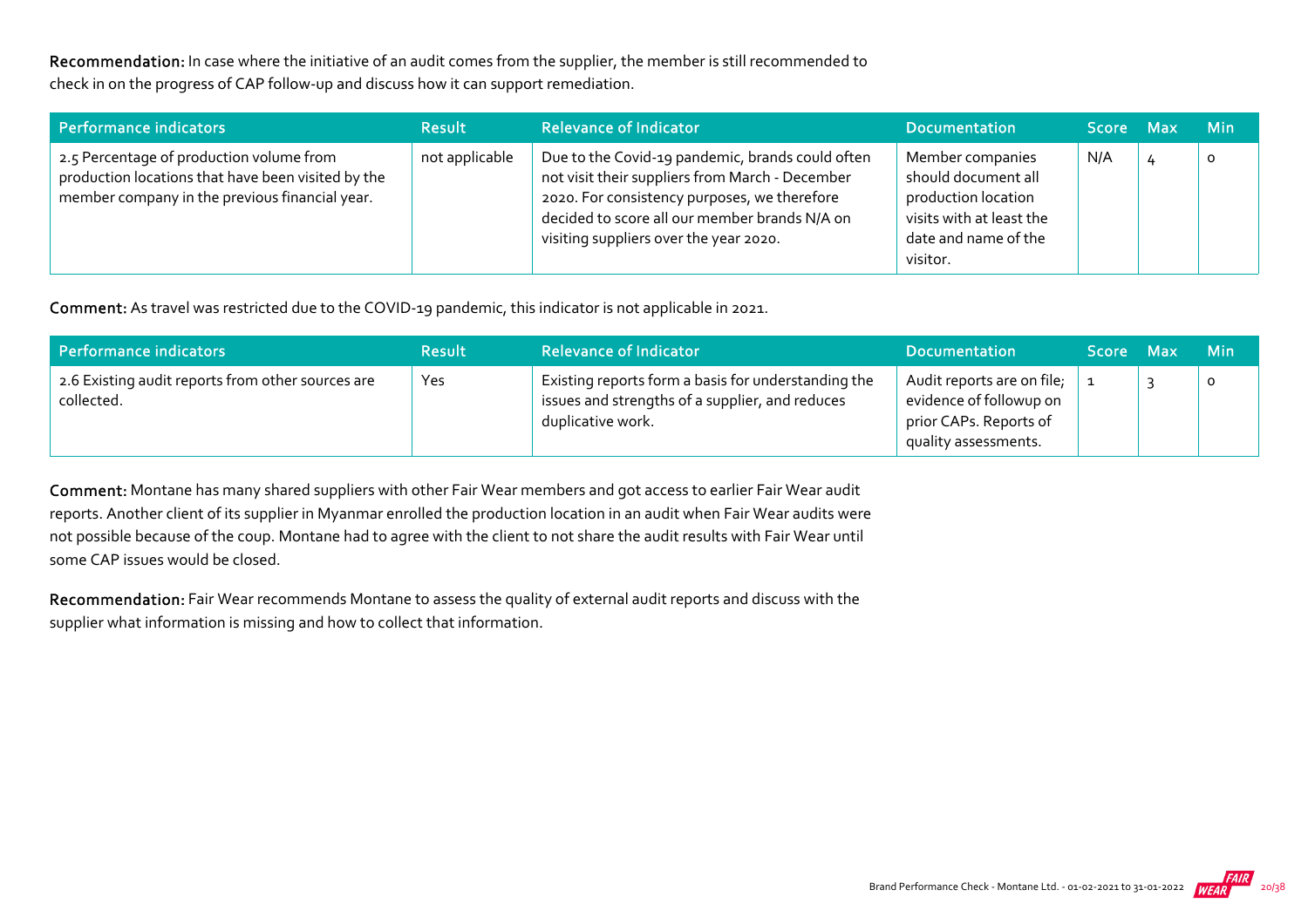**Recommendation:** In case where the initiative of an audit comes from the supplier, the member is still recommended to check in on the progress of CAP follow-up and discuss how it can support remediation.

| Performance indicators | Result | Relevance of Indicator | Documentation | Score | Max | Min |
| --- | --- | --- | --- | --- | --- | --- |
| 2.5 Percentage of production volume from production locations that have been visited by the member company in the previous financial year. | not applicable | Due to the Covid-19 pandemic, brands could often not visit their suppliers from March - December 2020. For consistency purposes, we therefore decided to score all our member brands N/A on visiting suppliers over the year 2020. | Member companies should document all production location visits with at least the date and name of the visitor. | N/A | 4 | 0 |

**Comment:** As travel was restricted due to the COVID-19 pandemic, this indicator is not applicable in 2021.

| Performance indicators | Result | Relevance of Indicator | Documentation | Score | Max | Min |
| --- | --- | --- | --- | --- | --- | --- |
| 2.6 Existing audit reports from other sources are collected. | Yes | Existing reports form a basis for understanding the issues and strengths of a supplier, and reduces duplicative work. | Audit reports are on file; evidence of followup on prior CAPs. Reports of quality assessments. | 1 | 3 | 0 |

**Comment:** Montane has many shared suppliers with other Fair Wear members and got access to earlier Fair Wear audit reports. Another client of its supplier in Myanmar enrolled the production location in an audit when Fair Wear audits were not possible because of the coup. Montane had to agree with the client to not share the audit results with Fair Wear until some CAP issues would be closed.

**Recommendation:** Fair Wear recommends Montane to assess the quality of external audit reports and discuss with the supplier what information is missing and how to collect that information.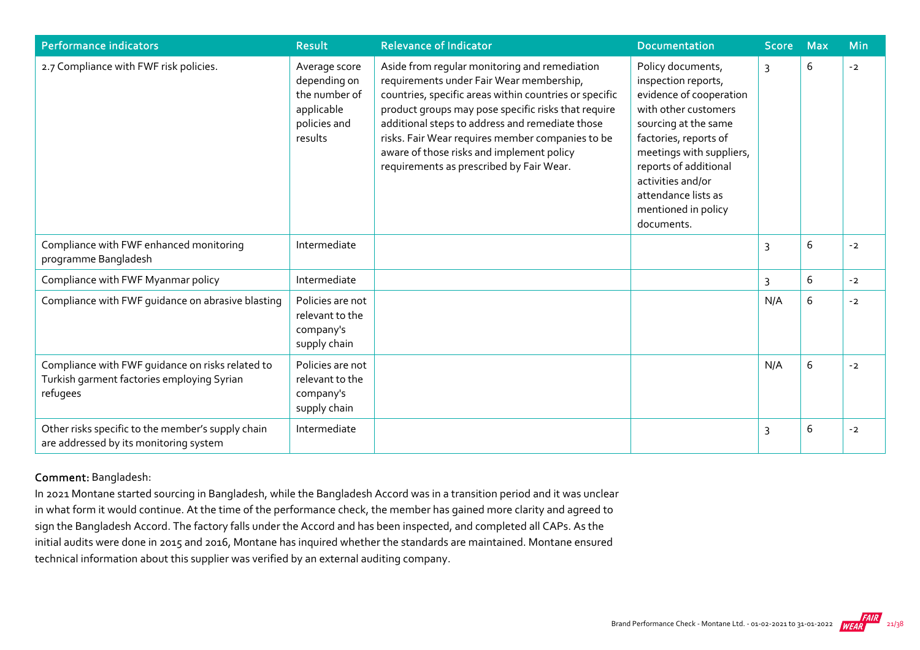| Performance indicators | Result | Relevance of Indicator | Documentation | Score | Max | Min |
|---|---|---|---|---|---|---|
| 2.7 Compliance with FWF risk policies. | Average score depending on the number of applicable policies and results | Aside from regular monitoring and remediation requirements under Fair Wear membership, countries, specific areas within countries or specific product groups may pose specific risks that require additional steps to address and remediate those risks. Fair Wear requires member companies to be aware of those risks and implement policy requirements as prescribed by Fair Wear. | Policy documents, inspection reports, evidence of cooperation with other customers sourcing at the same factories, reports of meetings with suppliers, reports of additional activities and/or attendance lists as mentioned in policy documents. | 3 | 6 | -2 |
| Compliance with FWF enhanced monitoring programme Bangladesh | Intermediate | | | 3 | 6 | -2 |
| Compliance with FWF Myanmar policy | Intermediate | | | 3 | 6 | -2 |
| Compliance with FWF guidance on abrasive blasting | Policies are not relevant to the company's supply chain | | | N/A | 6 | -2 |
| Compliance with FWF guidance on risks related to Turkish garment factories employing Syrian refugees | Policies are not relevant to the company's supply chain | | | N/A | 6 | -2 |
| Other risks specific to the member's supply chain are addressed by its monitoring system | Intermediate | | | 3 | 6 | -2 |

**Comment:** Bangladesh:

In 2021 Montane started sourcing in Bangladesh, while the Bangladesh Accord was in a transition period and it was unclear in what form it would continue. At the time of the performance check, the member has gained more clarity and agreed to sign the Bangladesh Accord. The factory falls under the Accord and has been inspected, and completed all CAPs. As the initial audits were done in 2015 and 2016, Montane has inquired whether the standards are maintained. Montane ensured technical information about this supplier was verified by an external auditing company.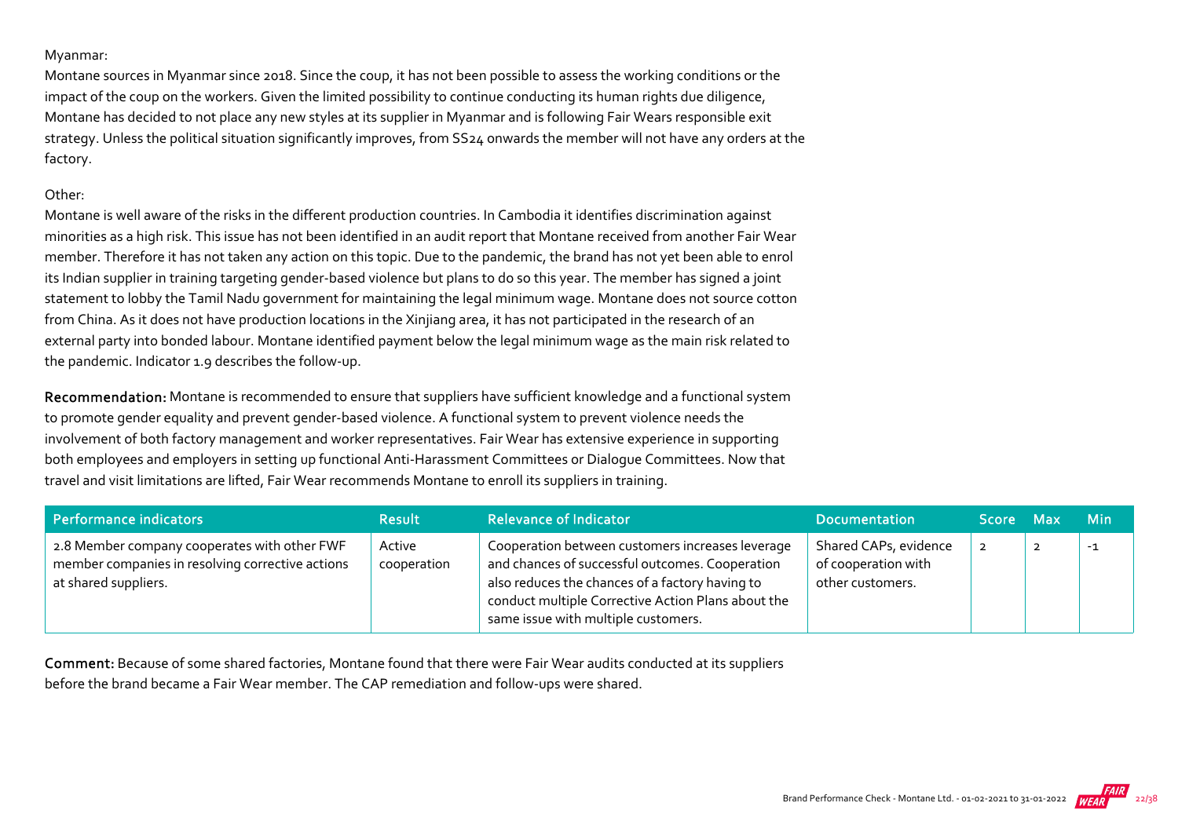Myanmar:

Montane sources in Myanmar since 2018. Since the coup, it has not been possible to assess the working conditions or the impact of the coup on the workers. Given the limited possibility to continue conducting its human rights due diligence, Montane has decided to not place any new styles at its supplier in Myanmar and is following Fair Wears responsible exit strategy. Unless the political situation significantly improves, from SS24 onwards the member will not have any orders at the factory.

Other:

Montane is well aware of the risks in the different production countries. In Cambodia it identifies discrimination against minorities as a high risk. This issue has not been identified in an audit report that Montane received from another Fair Wear member. Therefore it has not taken any action on this topic. Due to the pandemic, the brand has not yet been able to enrol its Indian supplier in training targeting gender-based violence but plans to do so this year. The member has signed a joint statement to lobby the Tamil Nadu government for maintaining the legal minimum wage. Montane does not source cotton from China. As it does not have production locations in the Xinjiang area, it has not participated in the research of an external party into bonded labour. Montane identified payment below the legal minimum wage as the main risk related to the pandemic. Indicator 1.9 describes the follow-up.

**Recommendation:** Montane is recommended to ensure that suppliers have sufficient knowledge and a functional system to promote gender equality and prevent gender-based violence. A functional system to prevent violence needs the involvement of both factory management and worker representatives. Fair Wear has extensive experience in supporting both employees and employers in setting up functional Anti-Harassment Committees or Dialogue Committees. Now that travel and visit limitations are lifted, Fair Wear recommends Montane to enroll its suppliers in training.

| Performance indicators | Result | Relevance of Indicator | Documentation | Score | Max | Min |
|---|---|---|---|---|---|---|
| 2.8 Member company cooperates with other FWF member companies in resolving corrective actions at shared suppliers. | Active cooperation | Cooperation between customers increases leverage and chances of successful outcomes. Cooperation also reduces the chances of a factory having to conduct multiple Corrective Action Plans about the same issue with multiple customers. | Shared CAPs, evidence of cooperation with other customers. | 2 | 2 | -1 |

**Comment:** Because of some shared factories, Montane found that there were Fair Wear audits conducted at its suppliers before the brand became a Fair Wear member. The CAP remediation and follow-ups were shared.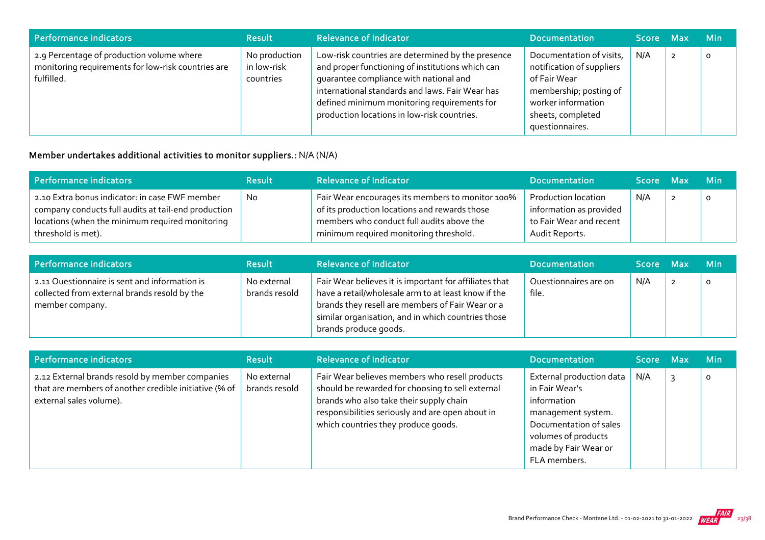| Performance indicators | Result | Relevance of Indicator | Documentation | Score | Max | Min |
| --- | --- | --- | --- | --- | --- | --- |
| 2.9 Percentage of production volume where monitoring requirements for low-risk countries are fulfilled. | No production in low-risk countries | Low-risk countries are determined by the presence and proper functioning of institutions which can guarantee compliance with national and international standards and laws. Fair Wear has defined minimum monitoring requirements for production locations in low-risk countries. | Documentation of visits, notification of suppliers of Fair Wear membership; posting of worker information sheets, completed questionnaires. | N/A | 2 | 0 |

**Member undertakes additional activities to monitor suppliers.:** N/A (N/A)

| Performance indicators | Result | Relevance of Indicator | Documentation | Score | Max | Min |
| --- | --- | --- | --- | --- | --- | --- |
| 2.10 Extra bonus indicator: in case FWF member company conducts full audits at tail-end production locations (when the minimum required monitoring threshold is met). | No | Fair Wear encourages its members to monitor 100% of its production locations and rewards those members who conduct full audits above the minimum required monitoring threshold. | Production location information as provided to Fair Wear and recent Audit Reports. | N/A | 2 | 0 |

| Performance indicators | Result | Relevance of Indicator | Documentation | Score | Max | Min |
| --- | --- | --- | --- | --- | --- | --- |
| 2.11 Questionnaire is sent and information is collected from external brands resold by the member company. | No external brands resold | Fair Wear believes it is important for affiliates that have a retail/wholesale arm to at least know if the brands they resell are members of Fair Wear or a similar organisation, and in which countries those brands produce goods. | Questionnaires are on file. | N/A | 2 | 0 |

| Performance indicators | Result | Relevance of Indicator | Documentation | Score | Max | Min |
| --- | --- | --- | --- | --- | --- | --- |
| 2.12 External brands resold by member companies that are members of another credible initiative (% of external sales volume). | No external brands resold | Fair Wear believes members who resell products should be rewarded for choosing to sell external brands who also take their supply chain responsibilities seriously and are open about in which countries they produce goods. | External production data in Fair Wear's information management system. Documentation of sales volumes of products made by Fair Wear or FLA members. | N/A | 3 | 0 |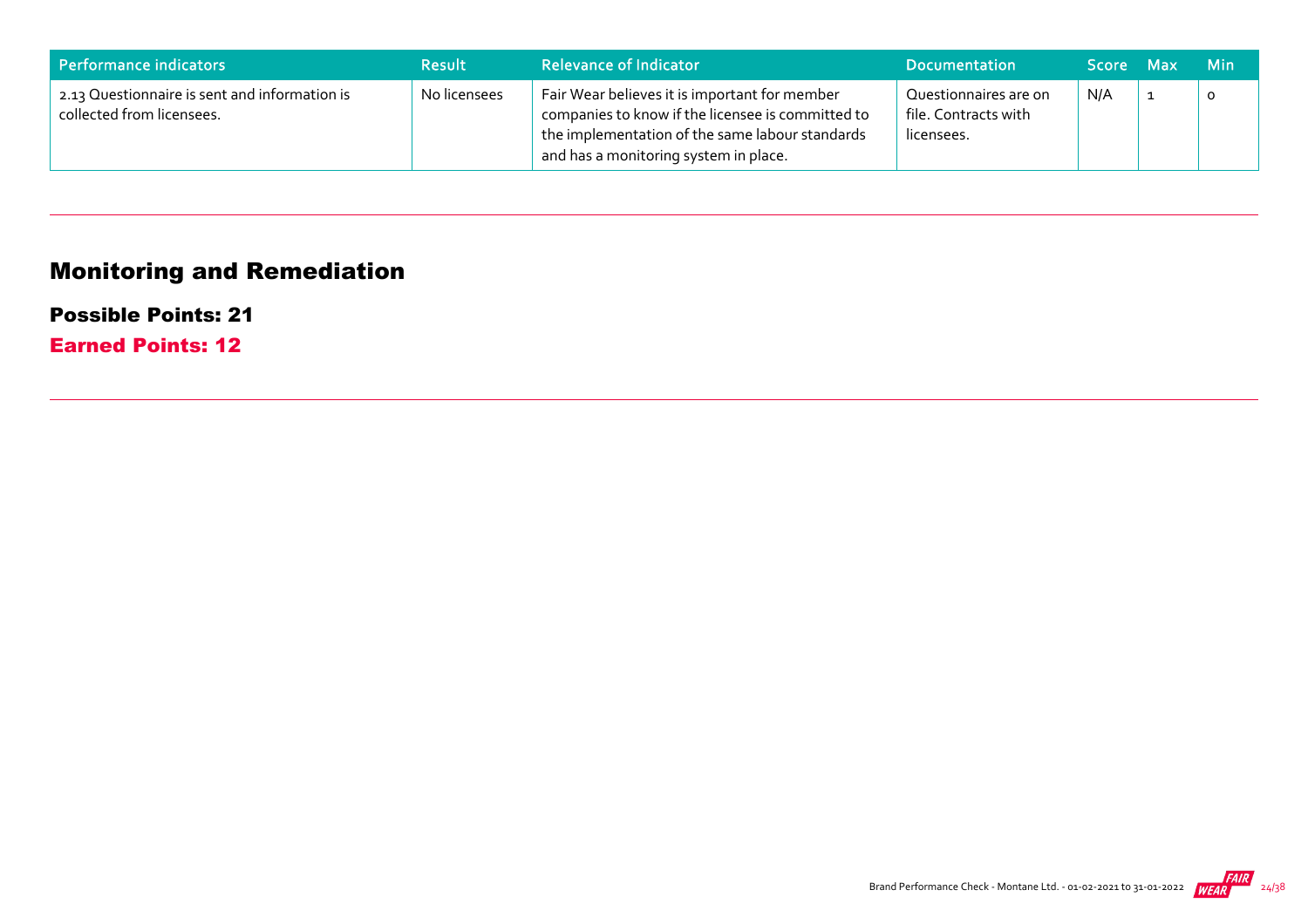| Performance indicators | Result | Relevance of Indicator | Documentation | Score | Max | Min |
| --- | --- | --- | --- | --- | --- | --- |
| 2.13 Questionnaire is sent and information is collected from licensees. | No licensees | Fair Wear believes it is important for member companies to know if the licensee is committed to the implementation of the same labour standards and has a monitoring system in place. | Questionnaires are on file. Contracts with licensees. | N/A | 1 | 0 |

## Monitoring and Remediation

### Possible Points: 21

### Earned Points: 12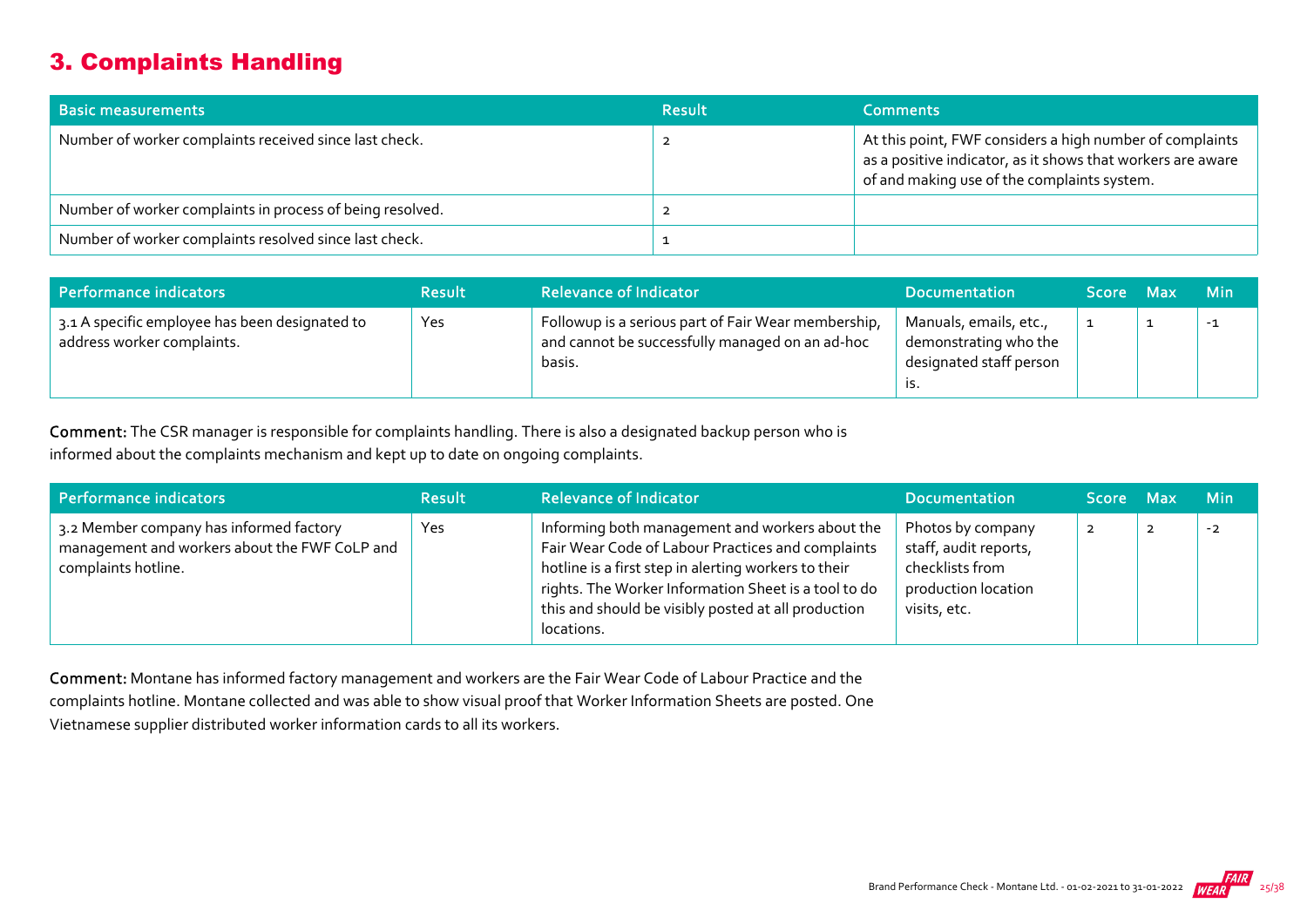## 3. Complaints Handling

| Basic measurements | Result | Comments |
|---|---|---|
| Number of worker complaints received since last check. | 2 | At this point, FWF considers a high number of complaints as a positive indicator, as it shows that workers are aware of and making use of the complaints system. |
| Number of worker complaints in process of being resolved. | 2 | |
| Number of worker complaints resolved since last check. | 1 | |

| Performance indicators | Result | Relevance of Indicator | Documentation | Score | Max | Min |
|---|---|---|---|---|---|---|
| 3.1 A specific employee has been designated to address worker complaints. | Yes | Followup is a serious part of Fair Wear membership, and cannot be successfully managed on an ad-hoc basis. | Manuals, emails, etc., demonstrating who the designated staff person is. | 1 | 1 | -1 |

**Comment:** The CSR manager is responsible for complaints handling. There is also a designated backup person who is informed about the complaints mechanism and kept up to date on ongoing complaints.

| Performance indicators | Result | Relevance of Indicator | Documentation | Score | Max | Min |
|---|---|---|---|---|---|---|
| 3.2 Member company has informed factory management and workers about the FWF CoLP and complaints hotline. | Yes | Informing both management and workers about the Fair Wear Code of Labour Practices and complaints hotline is a first step in alerting workers to their rights. The Worker Information Sheet is a tool to do this and should be visibly posted at all production locations. | Photos by company staff, audit reports, checklists from production location visits, etc. | 2 | 2 | -2 |

**Comment:** Montane has informed factory management and workers are the Fair Wear Code of Labour Practice and the complaints hotline. Montane collected and was able to show visual proof that Worker Information Sheets are posted. One Vietnamese supplier distributed worker information cards to all its workers.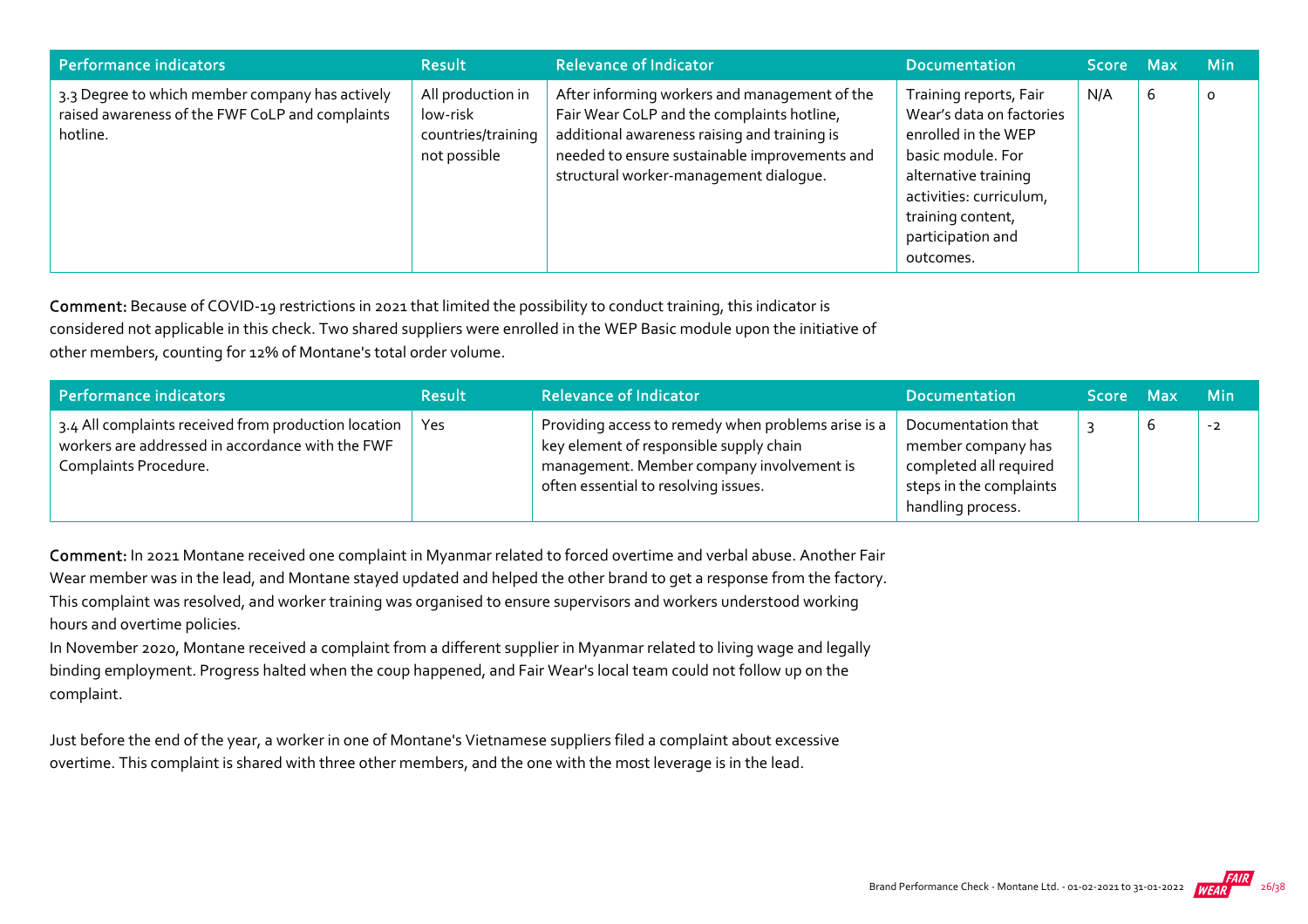| Performance indicators | Result | Relevance of Indicator | Documentation | Score | Max | Min |
|---|---|---|---|---|---|---|
| 3.3 Degree to which member company has actively raised awareness of the FWF CoLP and complaints hotline. | All production in low-risk countries/training not possible | After informing workers and management of the Fair Wear CoLP and the complaints hotline, additional awareness raising and training is needed to ensure sustainable improvements and structural worker-management dialogue. | Training reports, Fair Wear's data on factories enrolled in the WEP basic module. For alternative training activities: curriculum, training content, participation and outcomes. | N/A | 6 | 0 |

**Comment:** Because of COVID-19 restrictions in 2021 that limited the possibility to conduct training, this indicator is considered not applicable in this check. Two shared suppliers were enrolled in the WEP Basic module upon the initiative of other members, counting for 12% of Montane's total order volume.

| Performance indicators | Result | Relevance of Indicator | Documentation | Score | Max | Min |
|---|---|---|---|---|---|---|
| 3.4 All complaints received from production location workers are addressed in accordance with the FWF Complaints Procedure. | Yes | Providing access to remedy when problems arise is a key element of responsible supply chain management. Member company involvement is often essential to resolving issues. | Documentation that member company has completed all required steps in the complaints handling process. | 3 | 6 | -2 |

**Comment:** In 2021 Montane received one complaint in Myanmar related to forced overtime and verbal abuse. Another Fair Wear member was in the lead, and Montane stayed updated and helped the other brand to get a response from the factory. This complaint was resolved, and worker training was organised to ensure supervisors and workers understood working hours and overtime policies.

In November 2020, Montane received a complaint from a different supplier in Myanmar related to living wage and legally binding employment. Progress halted when the coup happened, and Fair Wear's local team could not follow up on the complaint.

Just before the end of the year, a worker in one of Montane's Vietnamese suppliers filed a complaint about excessive overtime. This complaint is shared with three other members, and the one with the most leverage is in the lead.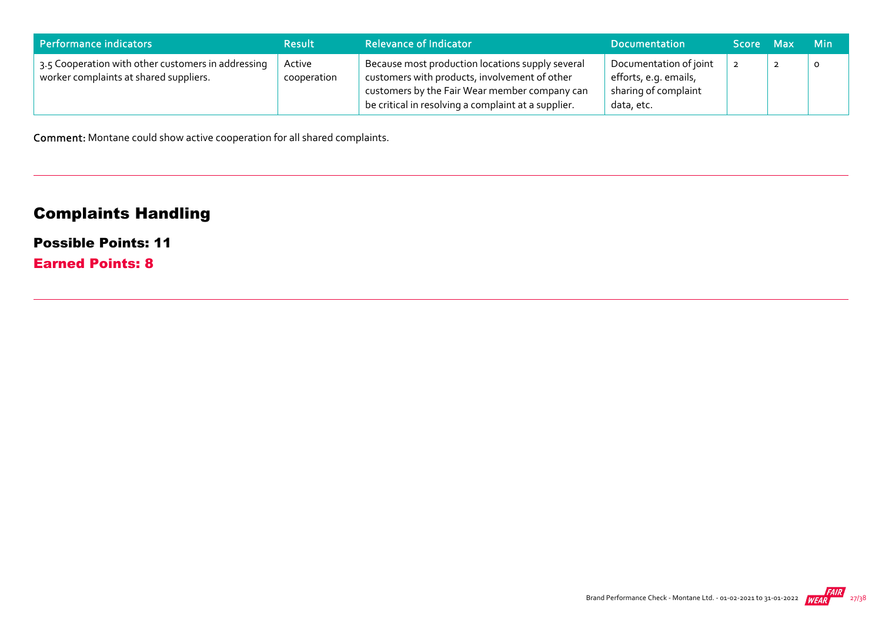| Performance indicators | Result | Relevance of Indicator | Documentation | Score | Max | Min |
|---|---|---|---|---|---|---|
| 3.5 Cooperation with other customers in addressing worker complaints at shared suppliers. | Active cooperation | Because most production locations supply several customers with products, involvement of other customers by the Fair Wear member company can be critical in resolving a complaint at a supplier. | Documentation of joint efforts, e.g. emails, sharing of complaint data, etc. | 2 | 2 | 0 |

**Comment:** Montane could show active cooperation for all shared complaints.

## Complaints Handling

**Possible Points: 11**

**Earned Points: 8**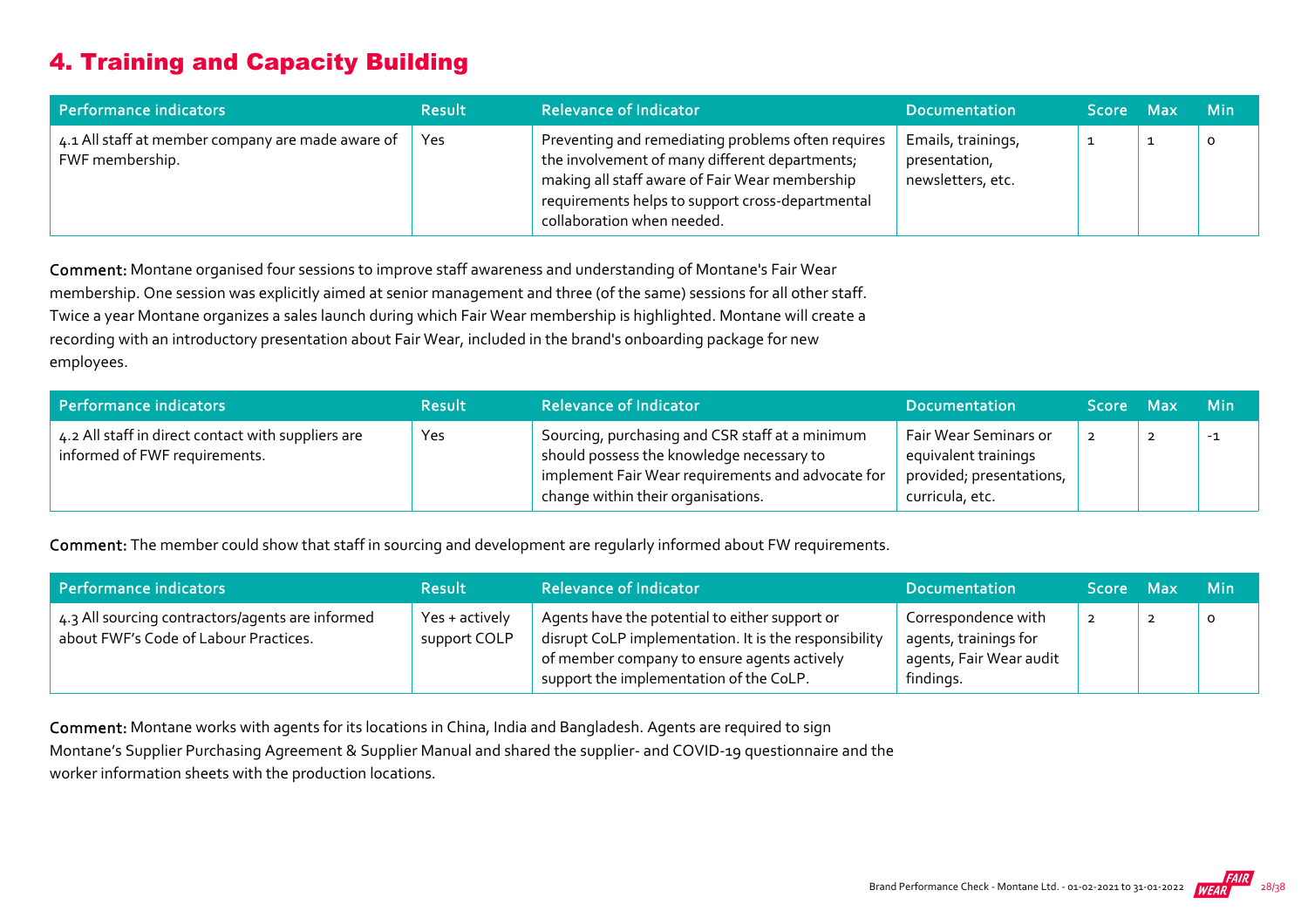## 4. Training and Capacity Building

| Performance indicators | Result | Relevance of Indicator | Documentation | Score | Max | Min |
|---|---|---|---|---|---|---|
| 4.1 All staff at member company are made aware of FWF membership. | Yes | Preventing and remediating problems often requires the involvement of many different departments; making all staff aware of Fair Wear membership requirements helps to support cross-departmental collaboration when needed. | Emails, trainings, presentation, newsletters, etc. | 1 | 1 | 0 |

**Comment:** Montane organised four sessions to improve staff awareness and understanding of Montane's Fair Wear membership. One session was explicitly aimed at senior management and three (of the same) sessions for all other staff. Twice a year Montane organizes a sales launch during which Fair Wear membership is highlighted. Montane will create a recording with an introductory presentation about Fair Wear, included in the brand's onboarding package for new employees.

| Performance indicators | Result | Relevance of Indicator | Documentation | Score | Max | Min |
|---|---|---|---|---|---|---|
| 4.2 All staff in direct contact with suppliers are informed of FWF requirements. | Yes | Sourcing, purchasing and CSR staff at a minimum should possess the knowledge necessary to implement Fair Wear requirements and advocate for change within their organisations. | Fair Wear Seminars or equivalent trainings provided; presentations, curricula, etc. | 2 | 2 | -1 |

**Comment:** The member could show that staff in sourcing and development are regularly informed about FW requirements.

| Performance indicators | Result | Relevance of Indicator | Documentation | Score | Max | Min |
|---|---|---|---|---|---|---|
| 4.3 All sourcing contractors/agents are informed about FWF's Code of Labour Practices. | Yes + actively support COLP | Agents have the potential to either support or disrupt CoLP implementation. It is the responsibility of member company to ensure agents actively support the implementation of the CoLP. | Correspondence with agents, trainings for agents, Fair Wear audit findings. | 2 | 2 | 0 |

**Comment:** Montane works with agents for its locations in China, India and Bangladesh. Agents are required to sign Montane's Supplier Purchasing Agreement & Supplier Manual and shared the supplier- and COVID-19 questionnaire and the worker information sheets with the production locations.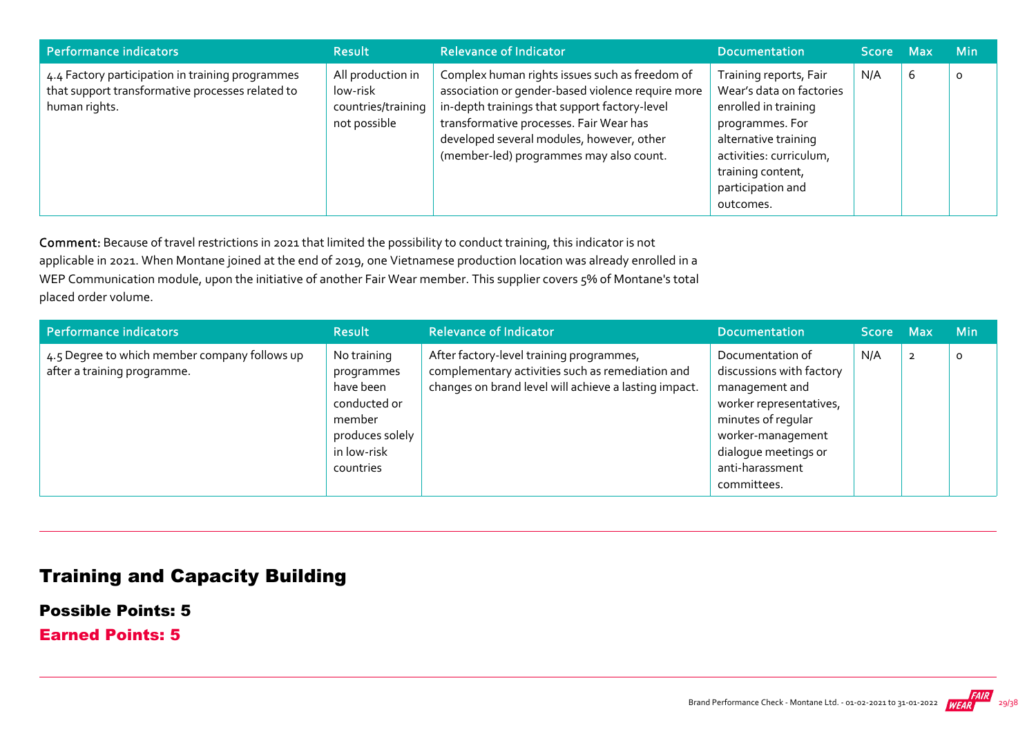| Performance indicators | Result | Relevance of Indicator | Documentation | Score | Max | Min |
|---|---|---|---|---|---|---|
| 4.4 Factory participation in training programmes that support transformative processes related to human rights. | All production in low-risk countries/training not possible | Complex human rights issues such as freedom of association or gender-based violence require more in-depth trainings that support factory-level transformative processes. Fair Wear has developed several modules, however, other (member-led) programmes may also count. | Training reports, Fair Wear's data on factories enrolled in training programmes. For alternative training activities: curriculum, training content, participation and outcomes. | N/A | 6 | 0 |

**Comment:** Because of travel restrictions in 2021 that limited the possibility to conduct training, this indicator is not applicable in 2021. When Montane joined at the end of 2019, one Vietnamese production location was already enrolled in a WEP Communication module, upon the initiative of another Fair Wear member. This supplier covers 5% of Montane's total placed order volume.

| Performance indicators | Result | Relevance of Indicator | Documentation | Score | Max | Min |
|---|---|---|---|---|---|---|
| 4.5 Degree to which member company follows up after a training programme. | No training programmes have been conducted or member produces solely in low-risk countries | After factory-level training programmes, complementary activities such as remediation and changes on brand level will achieve a lasting impact. | Documentation of discussions with factory management and worker representatives, minutes of regular worker-management dialogue meetings or anti-harassment committees. | N/A | 2 | 0 |

## Training and Capacity Building

**Possible Points: 5**

**Earned Points: 5**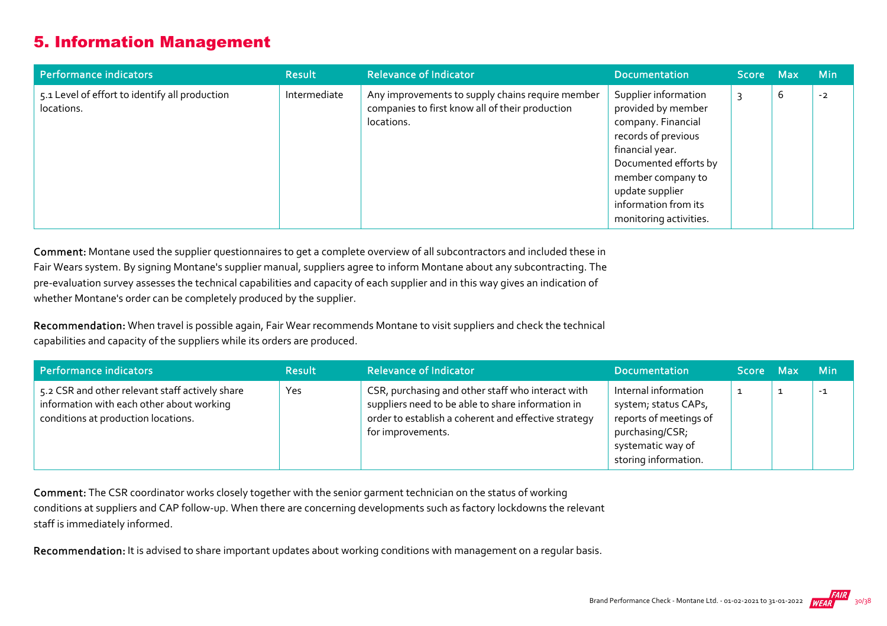## 5. Information Management

| Performance indicators | Result | Relevance of Indicator | Documentation | Score | Max | Min |
|---|---|---|---|---|---|---|
| 5.1 Level of effort to identify all production locations. | Intermediate | Any improvements to supply chains require member companies to first know all of their production locations. | Supplier information provided by member company. Financial records of previous financial year. Documented efforts by member company to update supplier information from its monitoring activities. | 3 | 6 | -2 |

**Comment:** Montane used the supplier questionnaires to get a complete overview of all subcontractors and included these in Fair Wears system. By signing Montane's supplier manual, suppliers agree to inform Montane about any subcontracting. The pre-evaluation survey assesses the technical capabilities and capacity of each supplier and in this way gives an indication of whether Montane's order can be completely produced by the supplier.

**Recommendation:** When travel is possible again, Fair Wear recommends Montane to visit suppliers and check the technical capabilities and capacity of the suppliers while its orders are produced.

| Performance indicators | Result | Relevance of Indicator | Documentation | Score | Max | Min |
|---|---|---|---|---|---|---|
| 5.2 CSR and other relevant staff actively share information with each other about working conditions at production locations. | Yes | CSR, purchasing and other staff who interact with suppliers need to be able to share information in order to establish a coherent and effective strategy for improvements. | Internal information system; status CAPs, reports of meetings of purchasing/CSR; systematic way of storing information. | 1 | 1 | -1 |

**Comment:** The CSR coordinator works closely together with the senior garment technician on the status of working conditions at suppliers and CAP follow-up. When there are concerning developments such as factory lockdowns the relevant staff is immediately informed.

**Recommendation:** It is advised to share important updates about working conditions with management on a regular basis.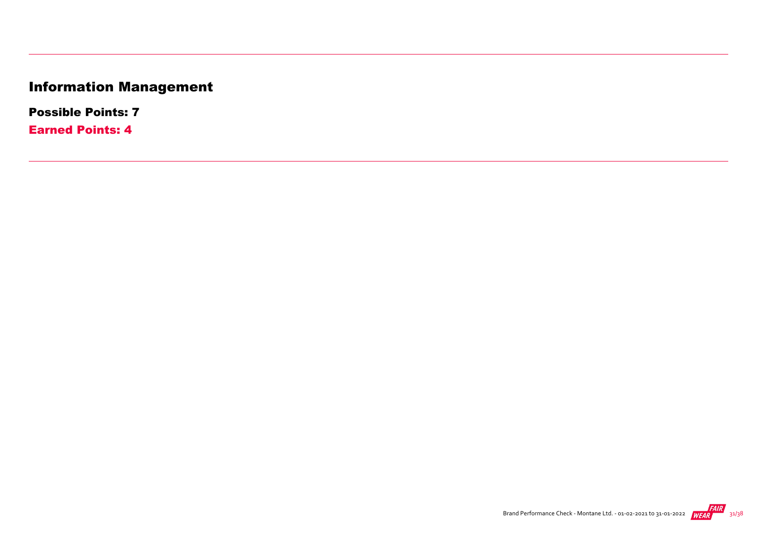# Information Management

**Possible Points: 7**

**Earned Points: 4**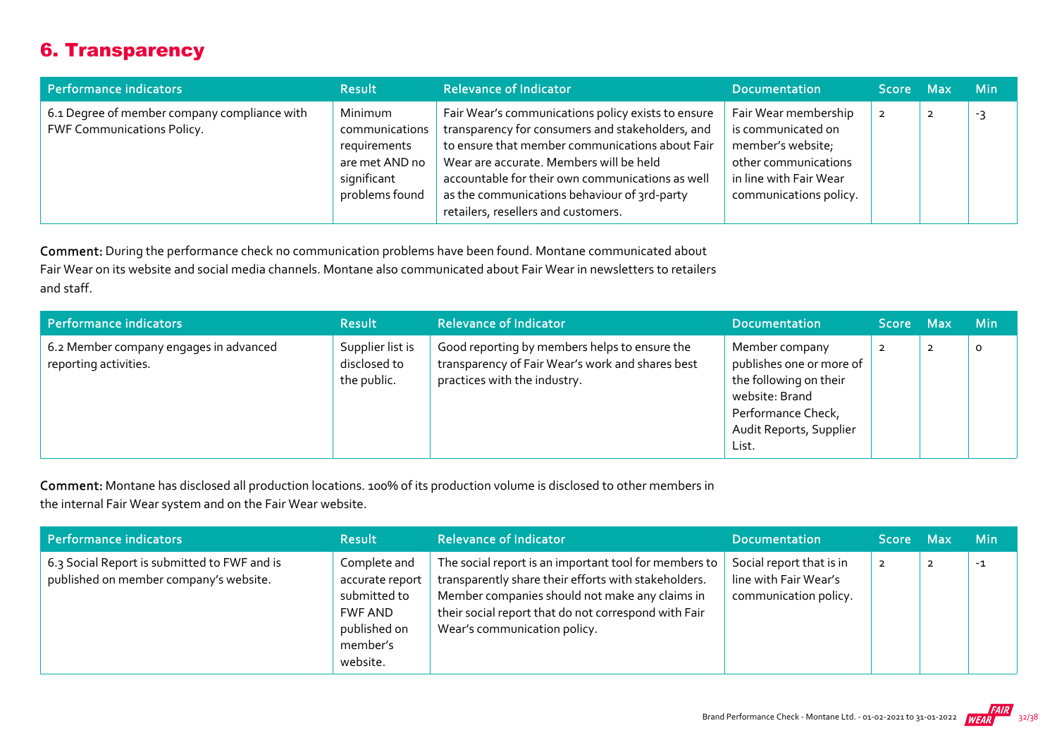# 6. Transparency

| Performance indicators | Result | Relevance of Indicator | Documentation | Score | Max | Min |
|---|---|---|---|---|---|---|
| 6.1 Degree of member company compliance with FWF Communications Policy. | Minimum communications requirements are met AND no significant problems found | Fair Wear's communications policy exists to ensure transparency for consumers and stakeholders, and to ensure that member communications about Fair Wear are accurate. Members will be held accountable for their own communications as well as the communications behaviour of 3rd-party retailers, resellers and customers. | Fair Wear membership is communicated on member's website; other communications in line with Fair Wear communications policy. | 2 | 2 | -3 |

**Comment:** During the performance check no communication problems have been found. Montane communicated about Fair Wear on its website and social media channels. Montane also communicated about Fair Wear in newsletters to retailers and staff.

| Performance indicators | Result | Relevance of Indicator | Documentation | Score | Max | Min |
|---|---|---|---|---|---|---|
| 6.2 Member company engages in advanced reporting activities. | Supplier list is disclosed to the public. | Good reporting by members helps to ensure the transparency of Fair Wear's work and shares best practices with the industry. | Member company publishes one or more of the following on their website: Brand Performance Check, Audit Reports, Supplier List. | 2 | 2 | 0 |

**Comment:** Montane has disclosed all production locations. 100% of its production volume is disclosed to other members in the internal Fair Wear system and on the Fair Wear website.

| Performance indicators | Result | Relevance of Indicator | Documentation | Score | Max | Min |
|---|---|---|---|---|---|---|
| 6.3 Social Report is submitted to FWF and is published on member company's website. | Complete and accurate report submitted to FWF AND published on member's website. | The social report is an important tool for members to transparently share their efforts with stakeholders. Member companies should not make any claims in their social report that do not correspond with Fair Wear's communication policy. | Social report that is in line with Fair Wear's communication policy. | 2 | 2 | -1 |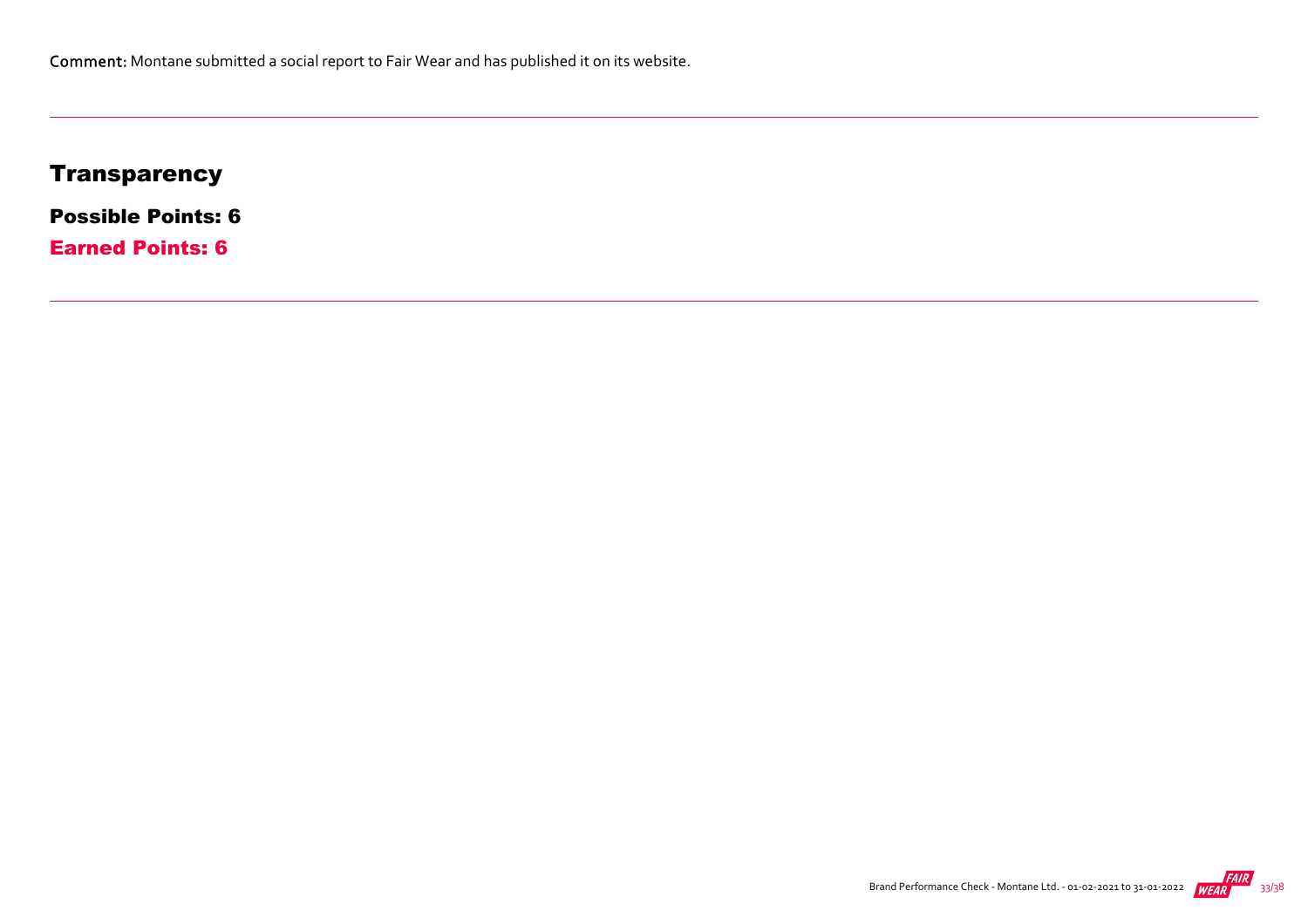**Comment:** Montane submitted a social report to Fair Wear and has published it on its website.

## Transparency

**Possible Points: 6**

**Earned Points: 6**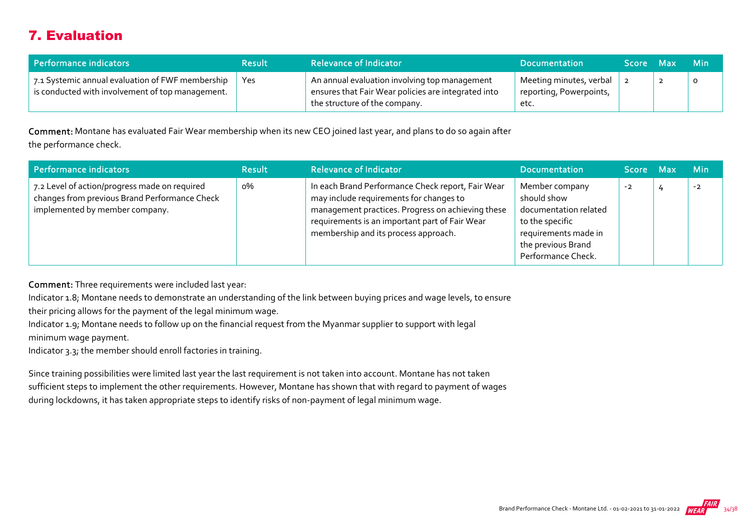## 7. Evaluation

| Performance indicators | Result | Relevance of Indicator | Documentation | Score | Max | Min |
|---|---|---|---|---|---|---|
| 7.1 Systemic annual evaluation of FWF membership is conducted with involvement of top management. | Yes | An annual evaluation involving top management ensures that Fair Wear policies are integrated into the structure of the company. | Meeting minutes, verbal reporting, Powerpoints, etc. | 2 | 2 | 0 |

**Comment:** Montane has evaluated Fair Wear membership when its new CEO joined last year, and plans to do so again after the performance check.

| Performance indicators | Result | Relevance of Indicator | Documentation | Score | Max | Min |
|---|---|---|---|---|---|---|
| 7.2 Level of action/progress made on required changes from previous Brand Performance Check implemented by member company. | 0% | In each Brand Performance Check report, Fair Wear may include requirements for changes to management practices. Progress on achieving these requirements is an important part of Fair Wear membership and its process approach. | Member company should show documentation related to the specific requirements made in the previous Brand Performance Check. | -2 | 4 | -2 |

**Comment:** Three requirements were included last year:
Indicator 1.8; Montane needs to demonstrate an understanding of the link between buying prices and wage levels, to ensure their pricing allows for the payment of the legal minimum wage.
Indicator 1.9; Montane needs to follow up on the financial request from the Myanmar supplier to support with legal minimum wage payment.
Indicator 3.3; the member should enroll factories in training.

Since training possibilities were limited last year the last requirement is not taken into account. Montane has not taken sufficient steps to implement the other requirements. However, Montane has shown that with regard to payment of wages during lockdowns, it has taken appropriate steps to identify risks of non-payment of legal minimum wage.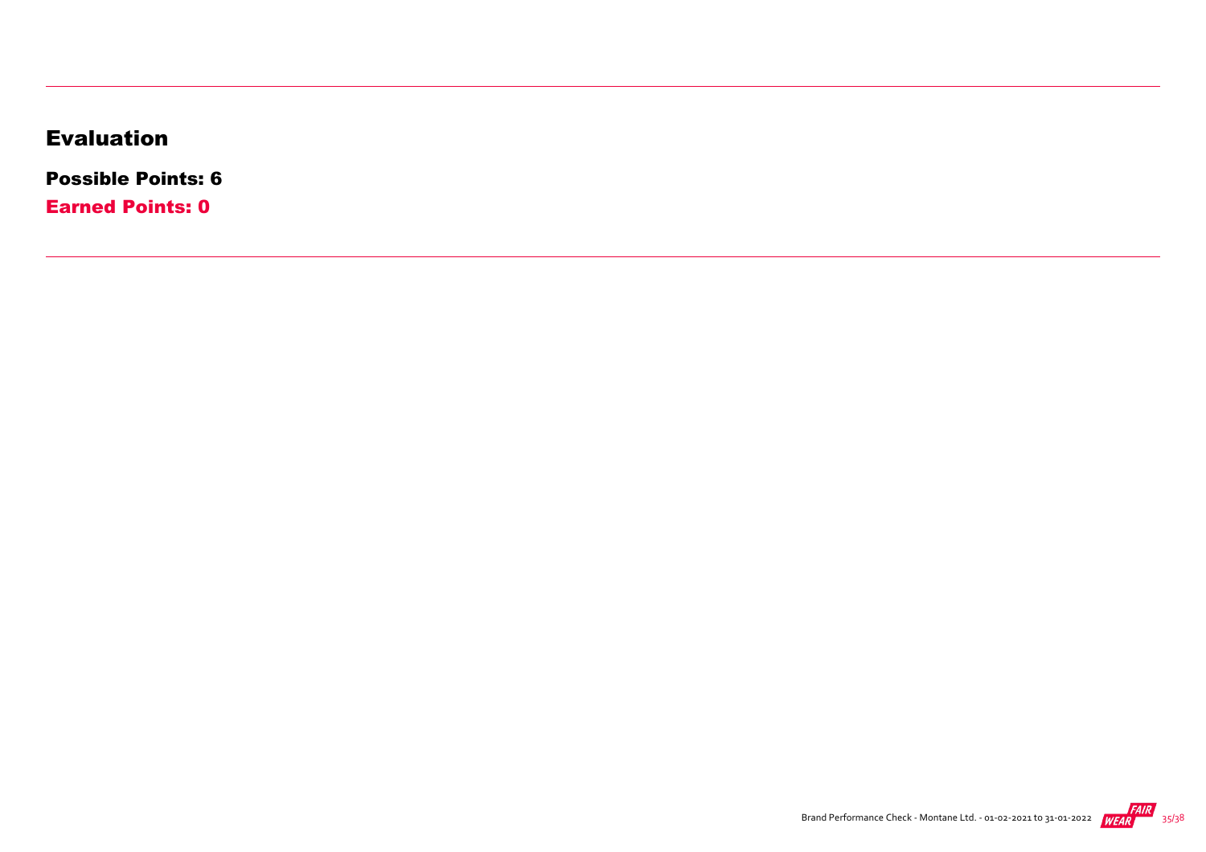## Evaluation

**Possible Points: 6**

**Earned Points: 0**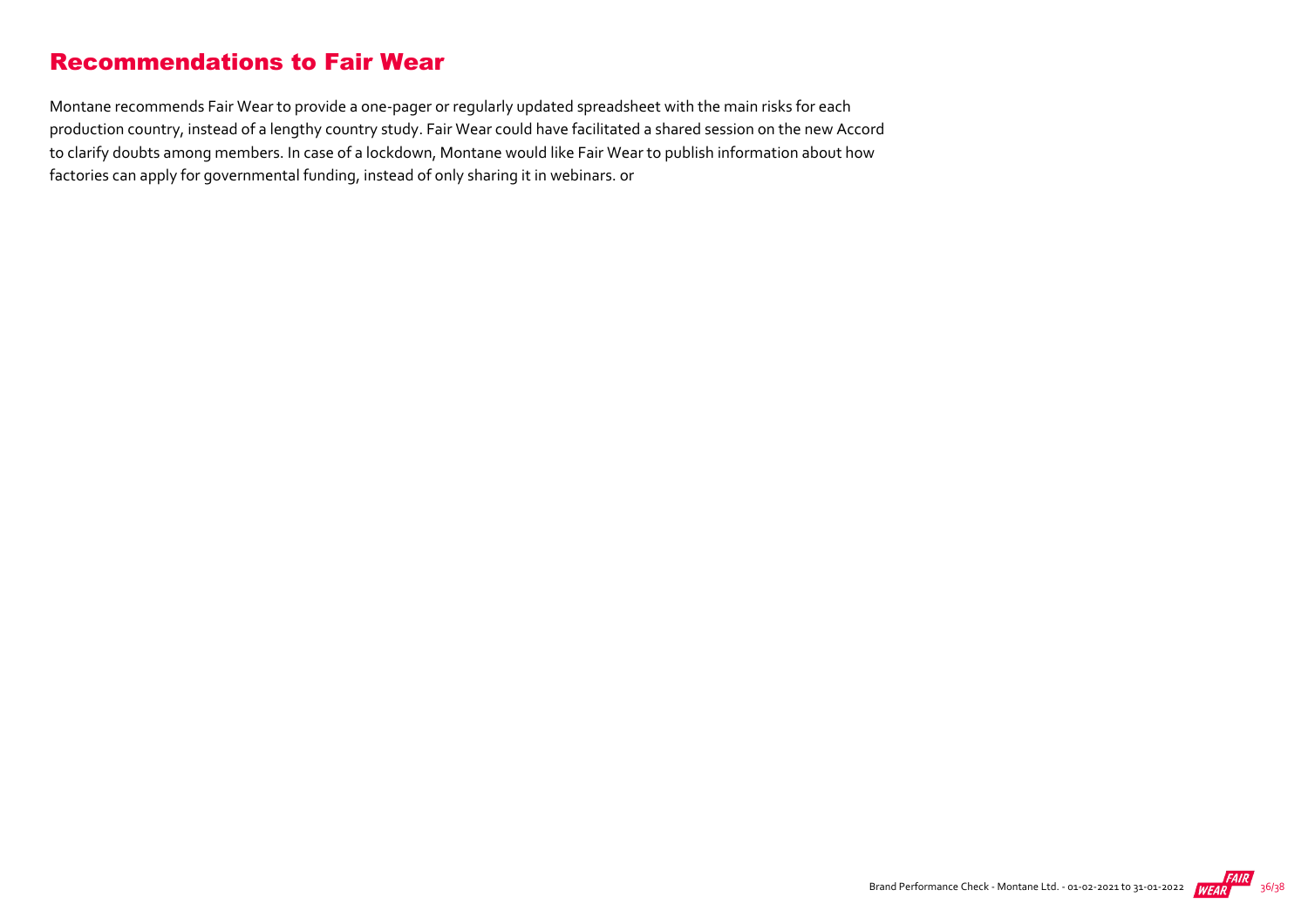## Recommendations to Fair Wear

Montane recommends Fair Wear to provide a one-pager or regularly updated spreadsheet with the main risks for each production country, instead of a lengthy country study. Fair Wear could have facilitated a shared session on the new Accord to clarify doubts among members. In case of a lockdown, Montane would like Fair Wear to publish information about how factories can apply for governmental funding, instead of only sharing it in webinars. or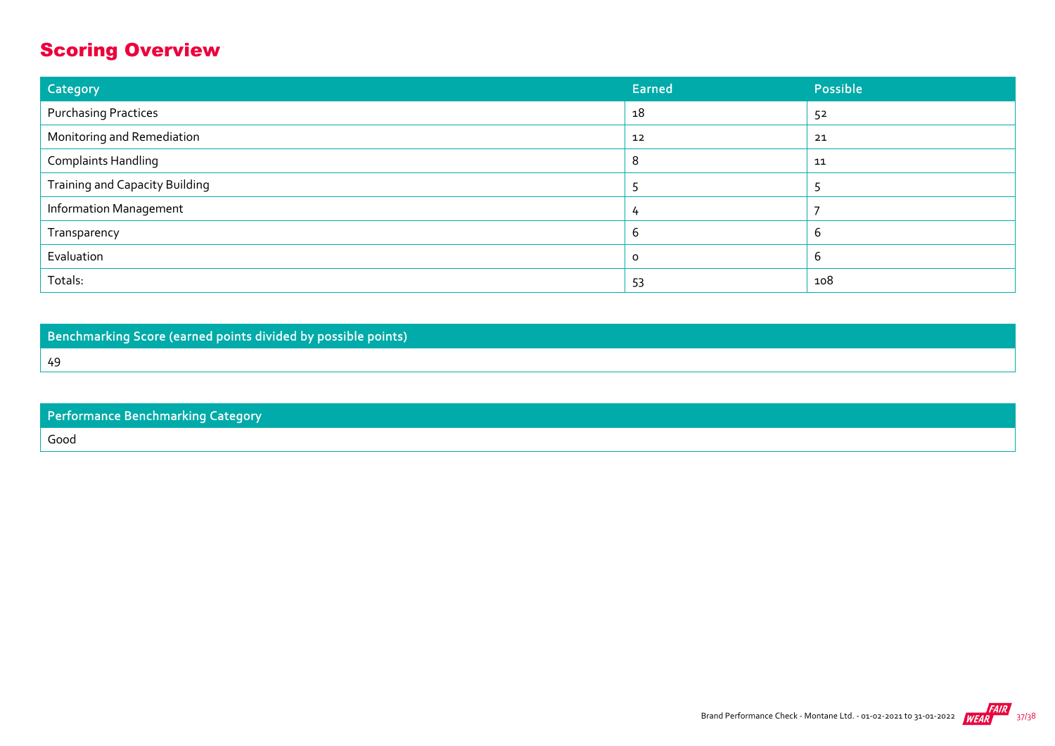## Scoring Overview

| Category | Earned | Possible |
| --- | --- | --- |
| Purchasing Practices | 18 | 52 |
| Monitoring and Remediation | 12 | 21 |
| Complaints Handling | 8 | 11 |
| Training and Capacity Building | 5 | 5 |
| Information Management | 4 | 7 |
| Transparency | 6 | 6 |
| Evaluation | 0 | 6 |
| Totals: | 53 | 108 |

| Benchmarking Score (earned points divided by possible points) |
| --- |
| 49 |

| Performance Benchmarking Category |
| --- |
| Good |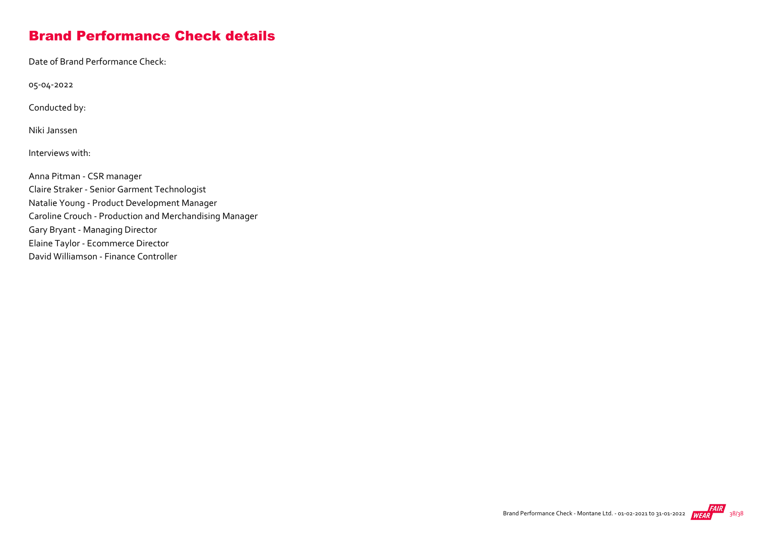## Brand Performance Check details

Date of Brand Performance Check:

05-04-2022

Conducted by:

Niki Janssen

Interviews with:

Anna Pitman - CSR manager
Claire Straker - Senior Garment Technologist
Natalie Young - Product Development Manager
Caroline Crouch - Production and Merchandising Manager
Gary Bryant - Managing Director
Elaine Taylor - Ecommerce Director
David Williamson - Finance Controller